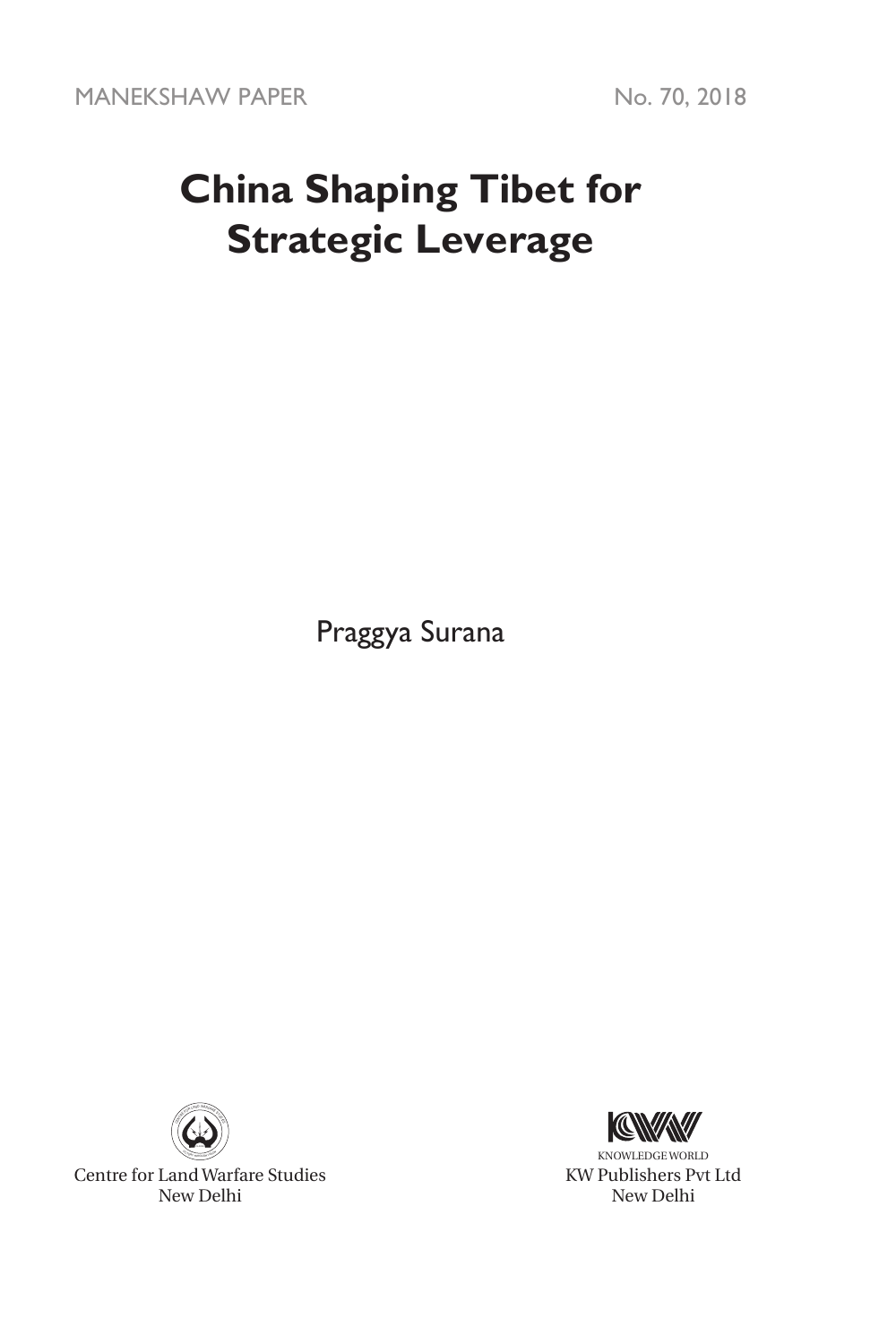MANEKSHAW PAPER No. 70, 2018

# China Shaping Tibet for Strategic Leverage

Praggya Surana

Centre for Land Warfare Studies
New Delhi

KNOWLEDGE WORLD
KW Publishers Pvt Ltd
New Delhi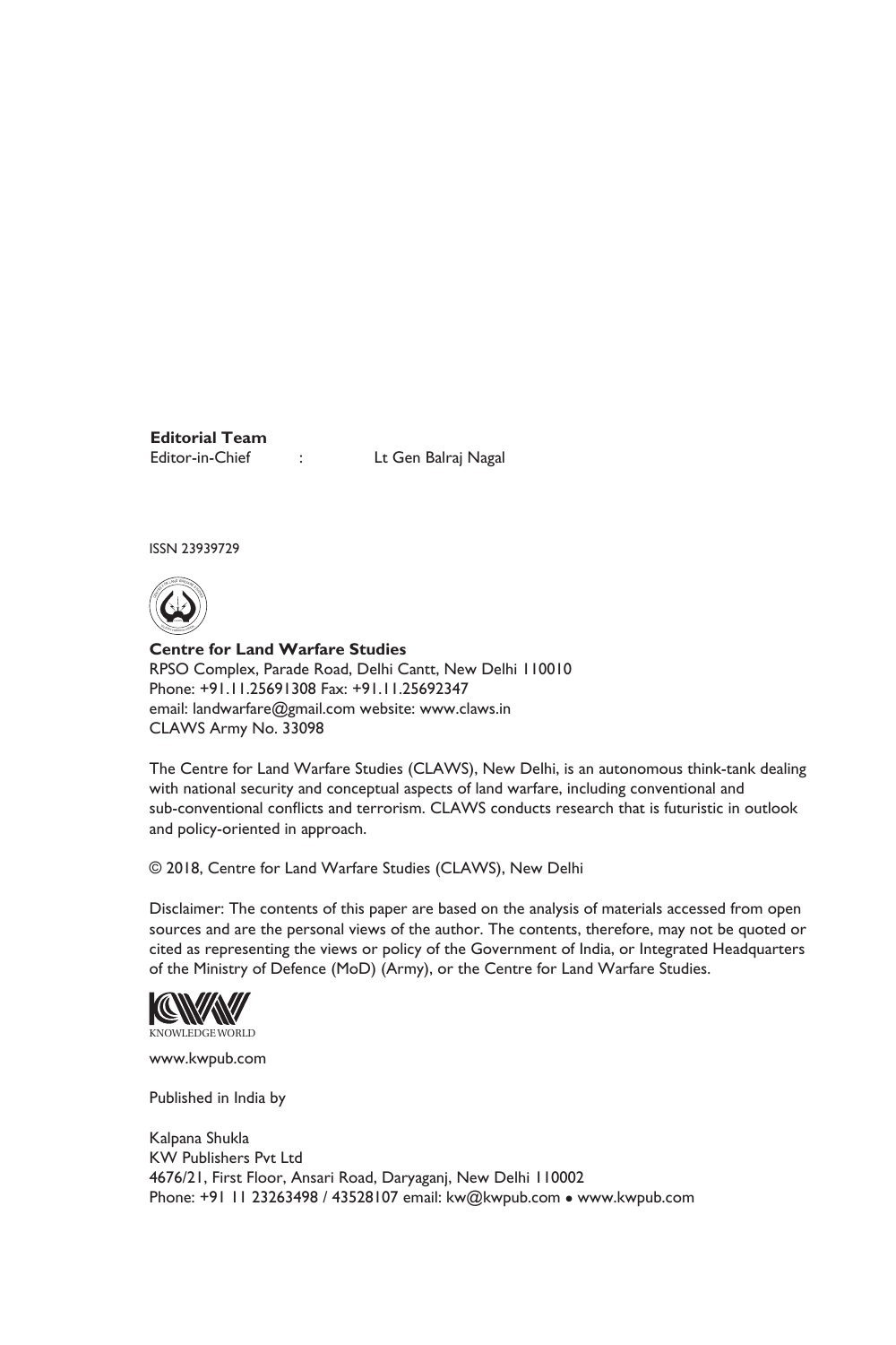**Editorial Team**

Editor-in-Chief : Lt Gen Balraj Nagal

ISSN 23939729

**Centre for Land Warfare Studies**
RPSO Complex, Parade Road, Delhi Cantt, New Delhi 110010
Phone: +91.11.25691308 Fax: +91.11.25692347
email: landwarfare@gmail.com website: www.claws.in
CLAWS Army No. 33098

The Centre for Land Warfare Studies (CLAWS), New Delhi, is an autonomous think-tank dealing with national security and conceptual aspects of land warfare, including conventional and sub-conventional conflicts and terrorism. CLAWS conducts research that is futuristic in outlook and policy-oriented in approach.

© 2018, Centre for Land Warfare Studies (CLAWS), New Delhi

Disclaimer: The contents of this paper are based on the analysis of materials accessed from open sources and are the personal views of the author. The contents, therefore, may not be quoted or cited as representing the views or policy of the Government of India, or Integrated Headquarters of the Ministry of Defence (MoD) (Army), or the Centre for Land Warfare Studies.

KNOWLEDGE WORLD

www.kwpub.com

Published in India by

Kalpana Shukla
KW Publishers Pvt Ltd
4676/21, First Floor, Ansari Road, Daryaganj, New Delhi 110002
Phone: +91 11 23263498 / 43528107 email: kw@kwpub.com • www.kwpub.com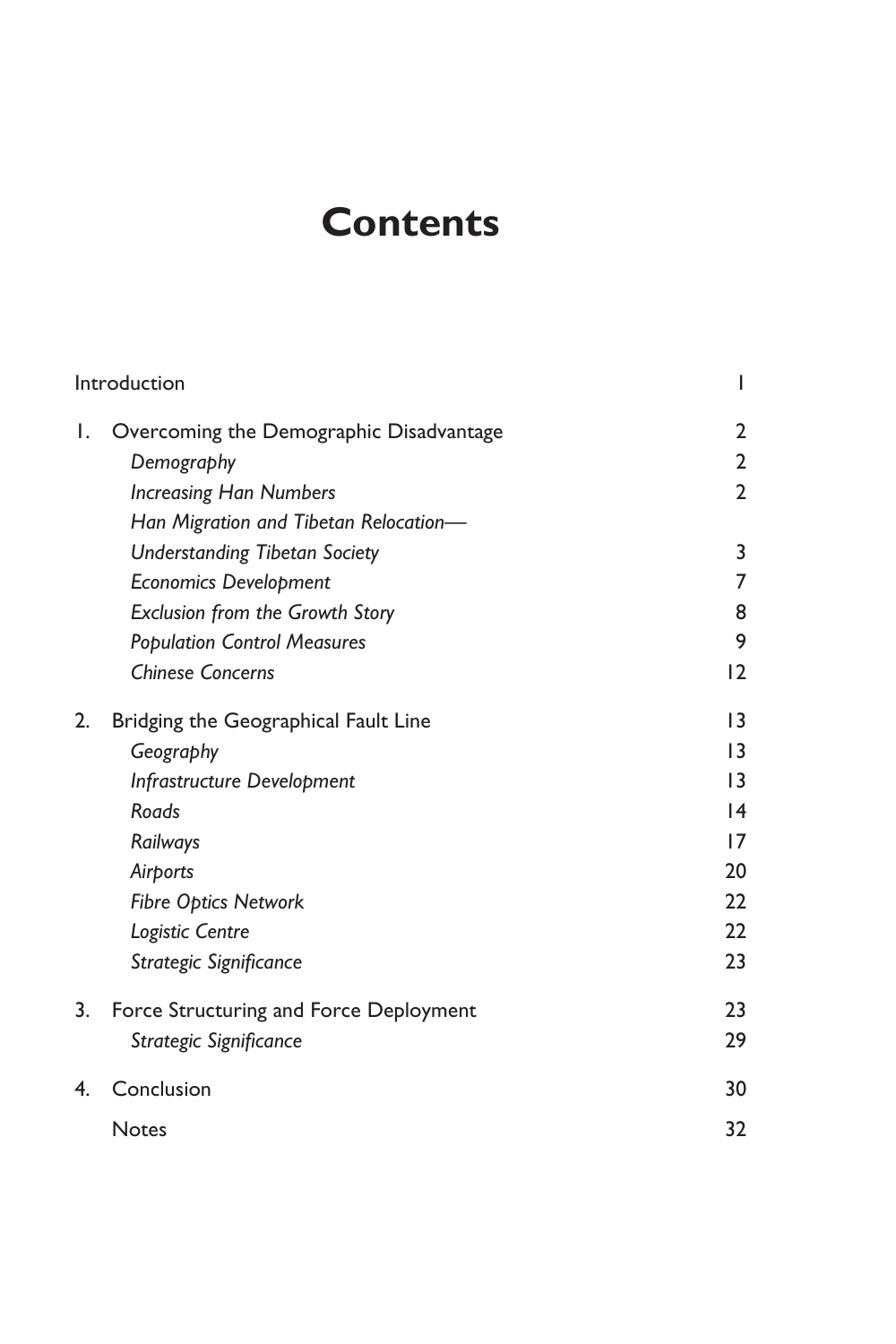# Contents

| | | |
|---|---|---|
| | Introduction | 1 |
| 1. | Overcoming the Demographic Disadvantage | 2 |
| | *Demography* | 2 |
| | *Increasing Han Numbers* | 2 |
| | *Han Migration and Tibetan Relocation—Understanding Tibetan Society* | 3 |
| | *Economics Development* | 7 |
| | *Exclusion from the Growth Story* | 8 |
| | *Population Control Measures* | 9 |
| | *Chinese Concerns* | 12 |
| 2. | Bridging the Geographical Fault Line | 13 |
| | *Geography* | 13 |
| | *Infrastructure Development* | 13 |
| | *Roads* | 14 |
| | *Railways* | 17 |
| | *Airports* | 20 |
| | *Fibre Optics Network* | 22 |
| | *Logistic Centre* | 22 |
| | *Strategic Significance* | 23 |
| 3. | Force Structuring and Force Deployment | 23 |
| | *Strategic Significance* | 29 |
| 4. | Conclusion | 30 |
| | Notes | 32 |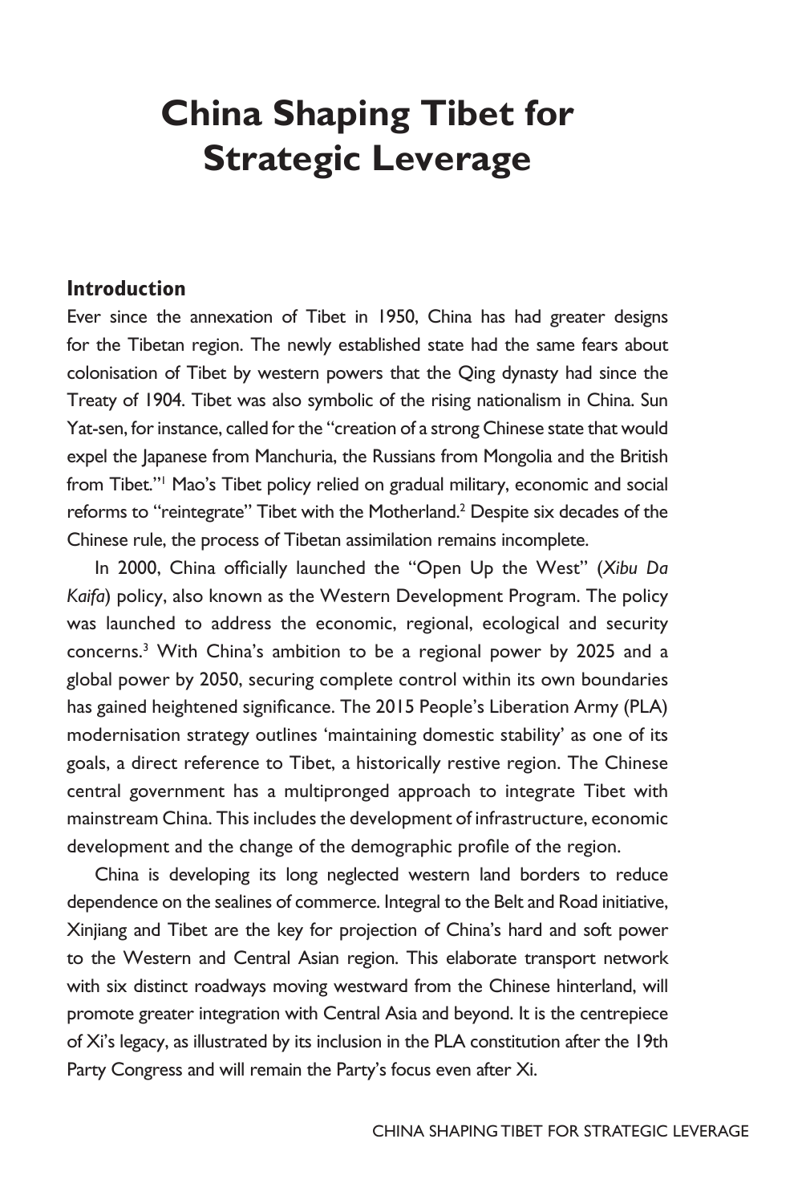# China Shaping Tibet for Strategic Leverage

## Introduction

Ever since the annexation of Tibet in 1950, China has had greater designs for the Tibetan region. The newly established state had the same fears about colonisation of Tibet by western powers that the Qing dynasty had since the Treaty of 1904. Tibet was also symbolic of the rising nationalism in China. Sun Yat-sen, for instance, called for the "creation of a strong Chinese state that would expel the Japanese from Manchuria, the Russians from Mongolia and the British from Tibet."[1] Mao's Tibet policy relied on gradual military, economic and social reforms to "reintegrate" Tibet with the Motherland.[2] Despite six decades of the Chinese rule, the process of Tibetan assimilation remains incomplete.

In 2000, China officially launched the "Open Up the West" (*Xibu Da Kaifa*) policy, also known as the Western Development Program. The policy was launched to address the economic, regional, ecological and security concerns.[3] With China's ambition to be a regional power by 2025 and a global power by 2050, securing complete control within its own boundaries has gained heightened significance. The 2015 People's Liberation Army (PLA) modernisation strategy outlines 'maintaining domestic stability' as one of its goals, a direct reference to Tibet, a historically restive region. The Chinese central government has a multipronged approach to integrate Tibet with mainstream China. This includes the development of infrastructure, economic development and the change of the demographic profile of the region.

China is developing its long neglected western land borders to reduce dependence on the sealines of commerce. Integral to the Belt and Road initiative, Xinjiang and Tibet are the key for projection of China's hard and soft power to the Western and Central Asian region. This elaborate transport network with six distinct roadways moving westward from the Chinese hinterland, will promote greater integration with Central Asia and beyond. It is the centrepiece of Xi's legacy, as illustrated by its inclusion in the PLA constitution after the 19th Party Congress and will remain the Party's focus even after Xi.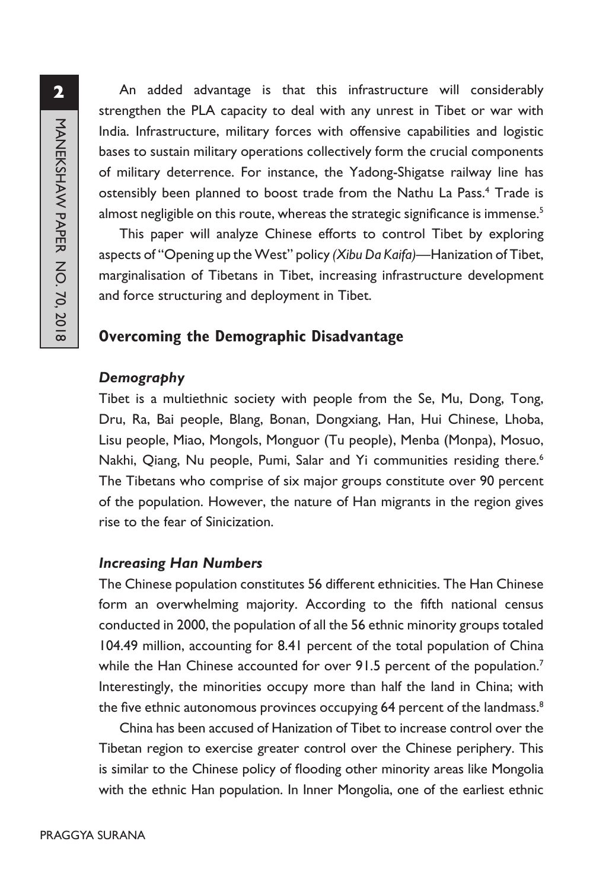An added advantage is that this infrastructure will considerably strengthen the PLA capacity to deal with any unrest in Tibet or war with India. Infrastructure, military forces with offensive capabilities and logistic bases to sustain military operations collectively form the crucial components of military deterrence. For instance, the Yadong-Shigatse railway line has ostensibly been planned to boost trade from the Nathu La Pass.[4] Trade is almost negligible on this route, whereas the strategic significance is immense.[5]

This paper will analyze Chinese efforts to control Tibet by exploring aspects of "Opening up the West" policy *(Xibu Da Kaifa)*—Hanization of Tibet, marginalisation of Tibetans in Tibet, increasing infrastructure development and force structuring and deployment in Tibet.

## Overcoming the Demographic Disadvantage

### *Demography*

Tibet is a multiethnic society with people from the Se, Mu, Dong, Tong, Dru, Ra, Bai people, Blang, Bonan, Dongxiang, Han, Hui Chinese, Lhoba, Lisu people, Miao, Mongols, Monguor (Tu people), Menba (Monpa), Mosuo, Nakhi, Qiang, Nu people, Pumi, Salar and Yi communities residing there.[6] The Tibetans who comprise of six major groups constitute over 90 percent of the population. However, the nature of Han migrants in the region gives rise to the fear of Sinicization.

### *Increasing Han Numbers*

The Chinese population constitutes 56 different ethnicities. The Han Chinese form an overwhelming majority. According to the fifth national census conducted in 2000, the population of all the 56 ethnic minority groups totaled 104.49 million, accounting for 8.41 percent of the total population of China while the Han Chinese accounted for over 91.5 percent of the population.[7] Interestingly, the minorities occupy more than half the land in China; with the five ethnic autonomous provinces occupying 64 percent of the landmass.[8]

China has been accused of Hanization of Tibet to increase control over the Tibetan region to exercise greater control over the Chinese periphery. This is similar to the Chinese policy of flooding other minority areas like Mongolia with the ethnic Han population. In Inner Mongolia, one of the earliest ethnic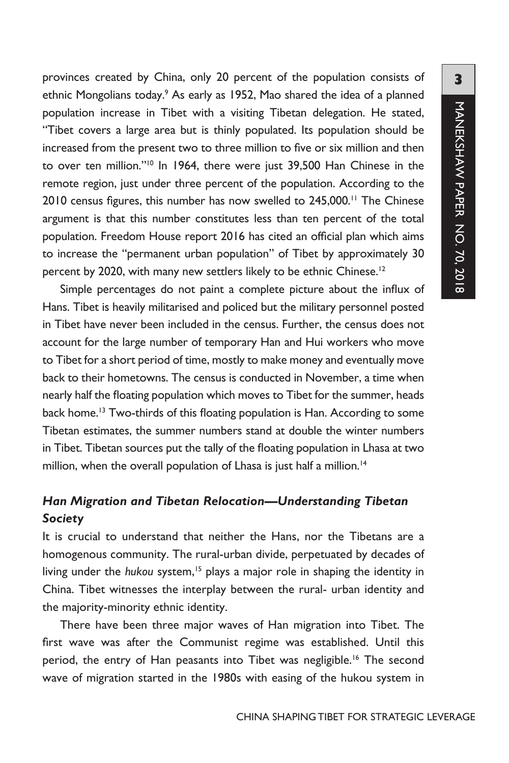provinces created by China, only 20 percent of the population consists of ethnic Mongolians today.[9] As early as 1952, Mao shared the idea of a planned population increase in Tibet with a visiting Tibetan delegation. He stated, "Tibet covers a large area but is thinly populated. Its population should be increased from the present two to three million to five or six million and then to over ten million."[10] In 1964, there were just 39,500 Han Chinese in the remote region, just under three percent of the population. According to the 2010 census figures, this number has now swelled to 245,000.[11] The Chinese argument is that this number constitutes less than ten percent of the total population. Freedom House report 2016 has cited an official plan which aims to increase the "permanent urban population" of Tibet by approximately 30 percent by 2020, with many new settlers likely to be ethnic Chinese.[12]

Simple percentages do not paint a complete picture about the influx of Hans. Tibet is heavily militarised and policed but the military personnel posted in Tibet have never been included in the census. Further, the census does not account for the large number of temporary Han and Hui workers who move to Tibet for a short period of time, mostly to make money and eventually move back to their hometowns. The census is conducted in November, a time when nearly half the floating population which moves to Tibet for the summer, heads back home.[13] Two-thirds of this floating population is Han. According to some Tibetan estimates, the summer numbers stand at double the winter numbers in Tibet. Tibetan sources put the tally of the floating population in Lhasa at two million, when the overall population of Lhasa is just half a million.[14]

### *Han Migration and Tibetan Relocation—Understanding Tibetan Society*

It is crucial to understand that neither the Hans, nor the Tibetans are a homogenous community. The rural-urban divide, perpetuated by decades of living under the *hukou* system,[15] plays a major role in shaping the identity in China. Tibet witnesses the interplay between the rural- urban identity and the majority-minority ethnic identity.

There have been three major waves of Han migration into Tibet. The first wave was after the Communist regime was established. Until this period, the entry of Han peasants into Tibet was negligible.[16] The second wave of migration started in the 1980s with easing of the hukou system in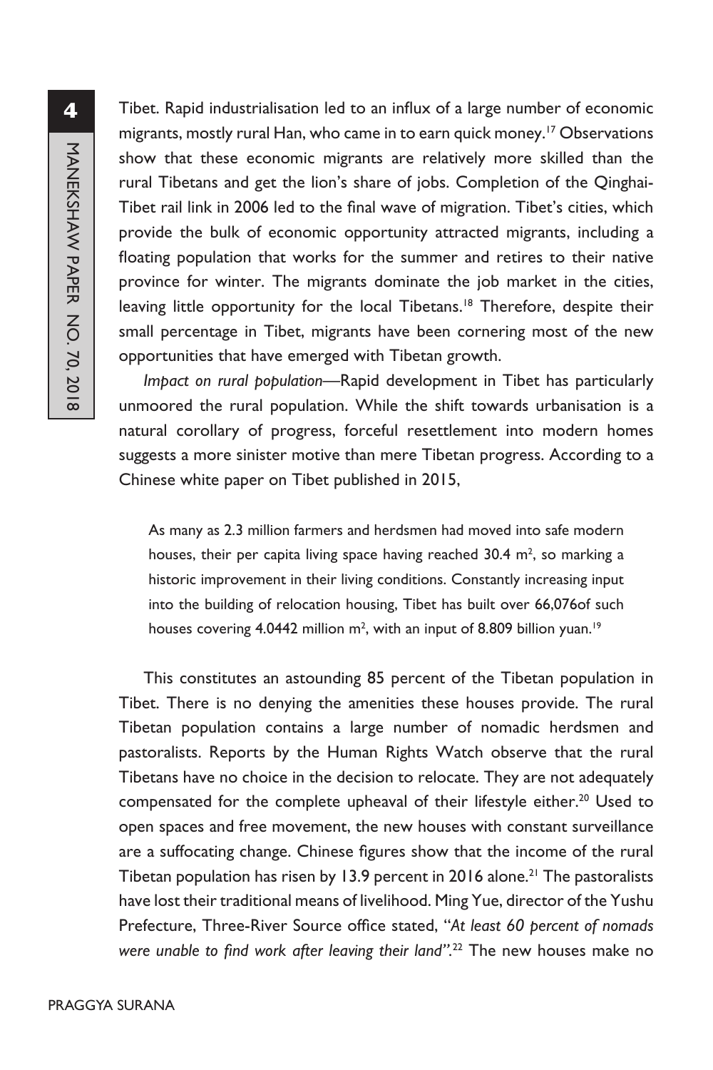Tibet. Rapid industrialisation led to an influx of a large number of economic migrants, mostly rural Han, who came in to earn quick money.[17] Observations show that these economic migrants are relatively more skilled than the rural Tibetans and get the lion's share of jobs. Completion of the Qinghai-Tibet rail link in 2006 led to the final wave of migration. Tibet's cities, which provide the bulk of economic opportunity attracted migrants, including a floating population that works for the summer and retires to their native province for winter. The migrants dominate the job market in the cities, leaving little opportunity for the local Tibetans.[18] Therefore, despite their small percentage in Tibet, migrants have been cornering most of the new opportunities that have emerged with Tibetan growth.

*Impact on rural population*—Rapid development in Tibet has particularly unmoored the rural population. While the shift towards urbanisation is a natural corollary of progress, forceful resettlement into modern homes suggests a more sinister motive than mere Tibetan progress. According to a Chinese white paper on Tibet published in 2015,

> As many as 2.3 million farmers and herdsmen had moved into safe modern houses, their per capita living space having reached 30.4 $m^2$, so marking a historic improvement in their living conditions. Constantly increasing input into the building of relocation housing, Tibet has built over 66,076of such houses covering 4.0442 million $m^2$, with an input of 8.809 billion yuan.[19]

This constitutes an astounding 85 percent of the Tibetan population in Tibet. There is no denying the amenities these houses provide. The rural Tibetan population contains a large number of nomadic herdsmen and pastoralists. Reports by the Human Rights Watch observe that the rural Tibetans have no choice in the decision to relocate. They are not adequately compensated for the complete upheaval of their lifestyle either.[20] Used to open spaces and free movement, the new houses with constant surveillance are a suffocating change. Chinese figures show that the income of the rural Tibetan population has risen by 13.9 percent in 2016 alone.[21] The pastoralists have lost their traditional means of livelihood. Ming Yue, director of the Yushu Prefecture, Three-River Source office stated, "*At least 60 percent of nomads were unable to find work after leaving their land".*[22] The new houses make no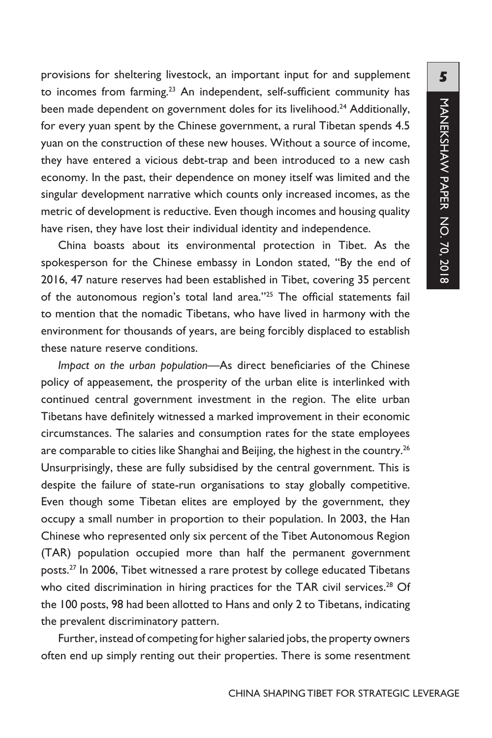provisions for sheltering livestock, an important input for and supplement to incomes from farming.[23] An independent, self-sufficient community has been made dependent on government doles for its livelihood.[24] Additionally, for every yuan spent by the Chinese government, a rural Tibetan spends 4.5 yuan on the construction of these new houses. Without a source of income, they have entered a vicious debt-trap and been introduced to a new cash economy. In the past, their dependence on money itself was limited and the singular development narrative which counts only increased incomes, as the metric of development is reductive. Even though incomes and housing quality have risen, they have lost their individual identity and independence.

China boasts about its environmental protection in Tibet. As the spokesperson for the Chinese embassy in London stated, "By the end of 2016, 47 nature reserves had been established in Tibet, covering 35 percent of the autonomous region's total land area."[25] The official statements fail to mention that the nomadic Tibetans, who have lived in harmony with the environment for thousands of years, are being forcibly displaced to establish these nature reserve conditions.

*Impact on the urban population*—As direct beneficiaries of the Chinese policy of appeasement, the prosperity of the urban elite is interlinked with continued central government investment in the region. The elite urban Tibetans have definitely witnessed a marked improvement in their economic circumstances. The salaries and consumption rates for the state employees are comparable to cities like Shanghai and Beijing, the highest in the country.[26] Unsurprisingly, these are fully subsidised by the central government. This is despite the failure of state-run organisations to stay globally competitive. Even though some Tibetan elites are employed by the government, they occupy a small number in proportion to their population. In 2003, the Han Chinese who represented only six percent of the Tibet Autonomous Region (TAR) population occupied more than half the permanent government posts.[27] In 2006, Tibet witnessed a rare protest by college educated Tibetans who cited discrimination in hiring practices for the TAR civil services.[28] Of the 100 posts, 98 had been allotted to Hans and only 2 to Tibetans, indicating the prevalent discriminatory pattern.

Further, instead of competing for higher salaried jobs, the property owners often end up simply renting out their properties. There is some resentment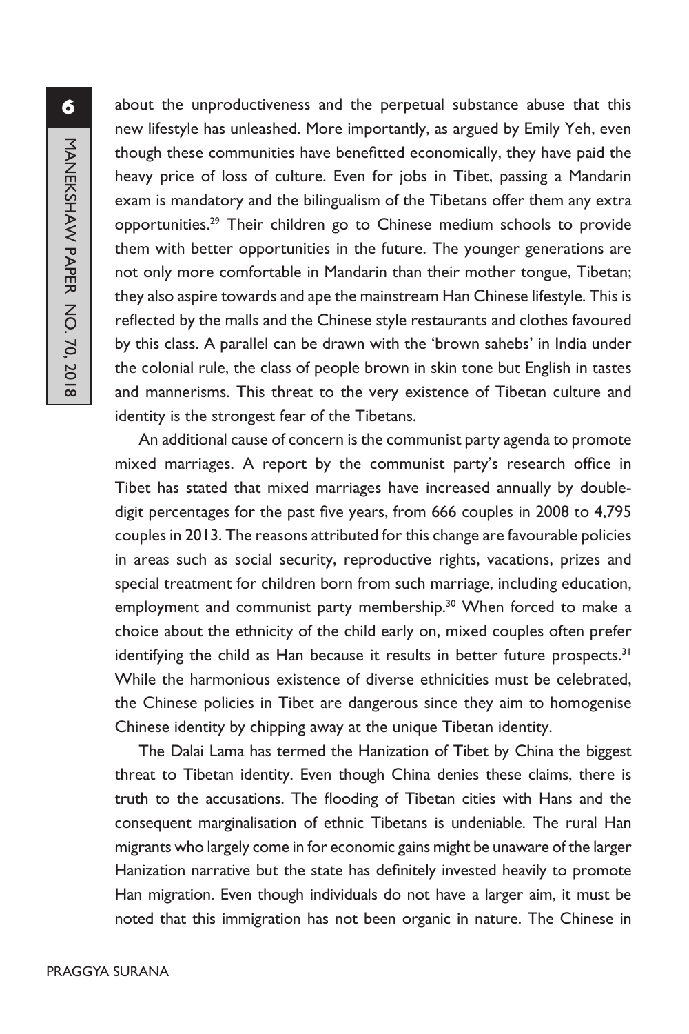about the unproductiveness and the perpetual substance abuse that this new lifestyle has unleashed. More importantly, as argued by Emily Yeh, even though these communities have benefitted economically, they have paid the heavy price of loss of culture. Even for jobs in Tibet, passing a Mandarin exam is mandatory and the bilingualism of the Tibetans offer them any extra opportunities.[29] Their children go to Chinese medium schools to provide them with better opportunities in the future. The younger generations are not only more comfortable in Mandarin than their mother tongue, Tibetan; they also aspire towards and ape the mainstream Han Chinese lifestyle. This is reflected by the malls and the Chinese style restaurants and clothes favoured by this class. A parallel can be drawn with the 'brown sahebs' in India under the colonial rule, the class of people brown in skin tone but English in tastes and mannerisms. This threat to the very existence of Tibetan culture and identity is the strongest fear of the Tibetans.

An additional cause of concern is the communist party agenda to promote mixed marriages. A report by the communist party's research office in Tibet has stated that mixed marriages have increased annually by double-digit percentages for the past five years, from 666 couples in 2008 to 4,795 couples in 2013. The reasons attributed for this change are favourable policies in areas such as social security, reproductive rights, vacations, prizes and special treatment for children born from such marriage, including education, employment and communist party membership.[30] When forced to make a choice about the ethnicity of the child early on, mixed couples often prefer identifying the child as Han because it results in better future prospects.[31] While the harmonious existence of diverse ethnicities must be celebrated, the Chinese policies in Tibet are dangerous since they aim to homogenise Chinese identity by chipping away at the unique Tibetan identity.

The Dalai Lama has termed the Hanization of Tibet by China the biggest threat to Tibetan identity. Even though China denies these claims, there is truth to the accusations. The flooding of Tibetan cities with Hans and the consequent marginalisation of ethnic Tibetans is undeniable. The rural Han migrants who largely come in for economic gains might be unaware of the larger Hanization narrative but the state has definitely invested heavily to promote Han migration. Even though individuals do not have a larger aim, it must be noted that this immigration has not been organic in nature. The Chinese in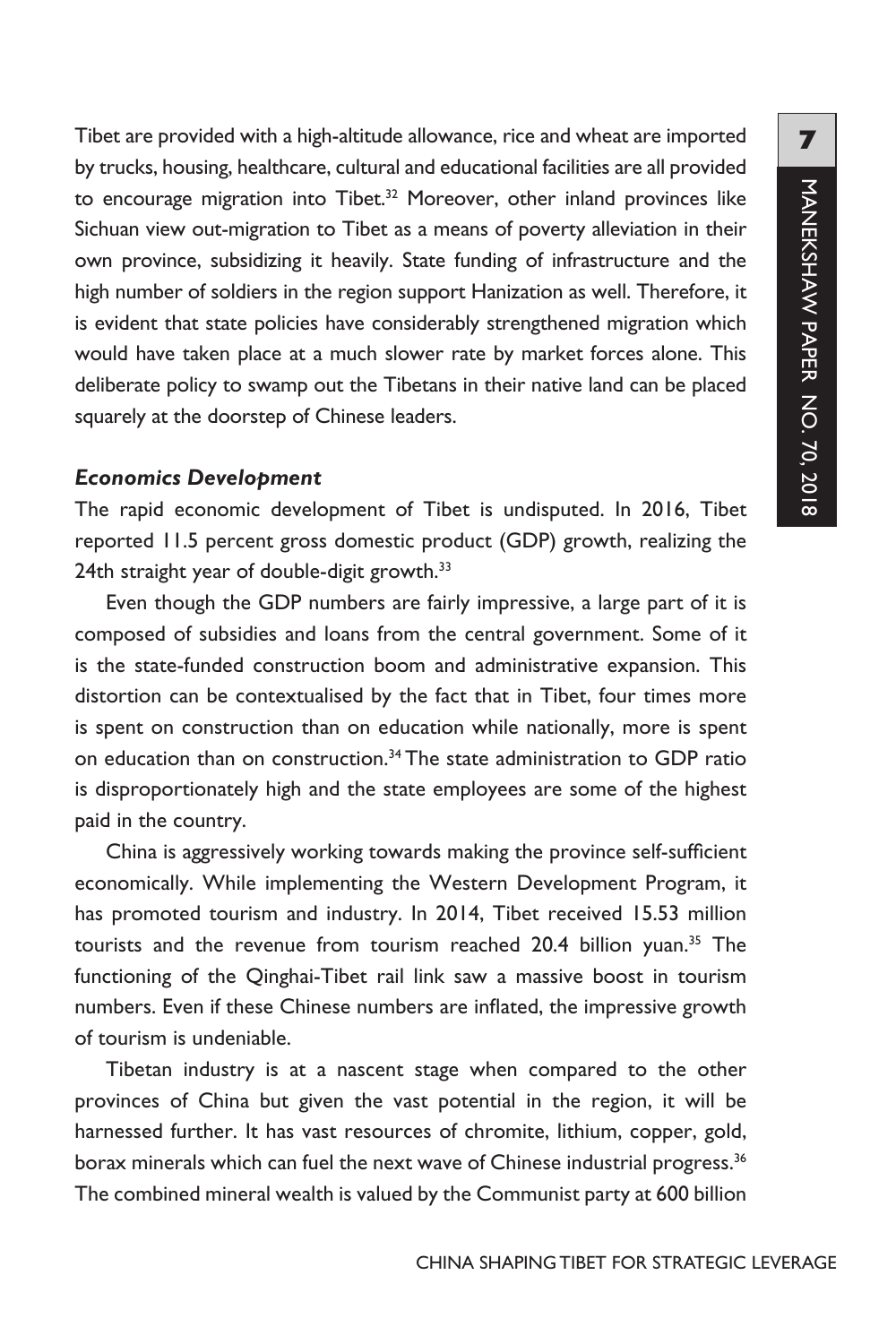Tibet are provided with a high-altitude allowance, rice and wheat are imported by trucks, housing, healthcare, cultural and educational facilities are all provided to encourage migration into Tibet.[32] Moreover, other inland provinces like Sichuan view out-migration to Tibet as a means of poverty alleviation in their own province, subsidizing it heavily. State funding of infrastructure and the high number of soldiers in the region support Hanization as well. Therefore, it is evident that state policies have considerably strengthened migration which would have taken place at a much slower rate by market forces alone. This deliberate policy to swamp out the Tibetans in their native land can be placed squarely at the doorstep of Chinese leaders.

***Economics Development***

The rapid economic development of Tibet is undisputed. In 2016, Tibet reported 11.5 percent gross domestic product (GDP) growth, realizing the 24th straight year of double-digit growth.[33]

Even though the GDP numbers are fairly impressive, a large part of it is composed of subsidies and loans from the central government. Some of it is the state-funded construction boom and administrative expansion. This distortion can be contextualised by the fact that in Tibet, four times more is spent on construction than on education while nationally, more is spent on education than on construction.[34] The state administration to GDP ratio is disproportionately high and the state employees are some of the highest paid in the country.

China is aggressively working towards making the province self-sufficient economically. While implementing the Western Development Program, it has promoted tourism and industry. In 2014, Tibet received 15.53 million tourists and the revenue from tourism reached 20.4 billion yuan.[35] The functioning of the Qinghai-Tibet rail link saw a massive boost in tourism numbers. Even if these Chinese numbers are inflated, the impressive growth of tourism is undeniable.

Tibetan industry is at a nascent stage when compared to the other provinces of China but given the vast potential in the region, it will be harnessed further. It has vast resources of chromite, lithium, copper, gold, borax minerals which can fuel the next wave of Chinese industrial progress.[36] The combined mineral wealth is valued by the Communist party at 600 billion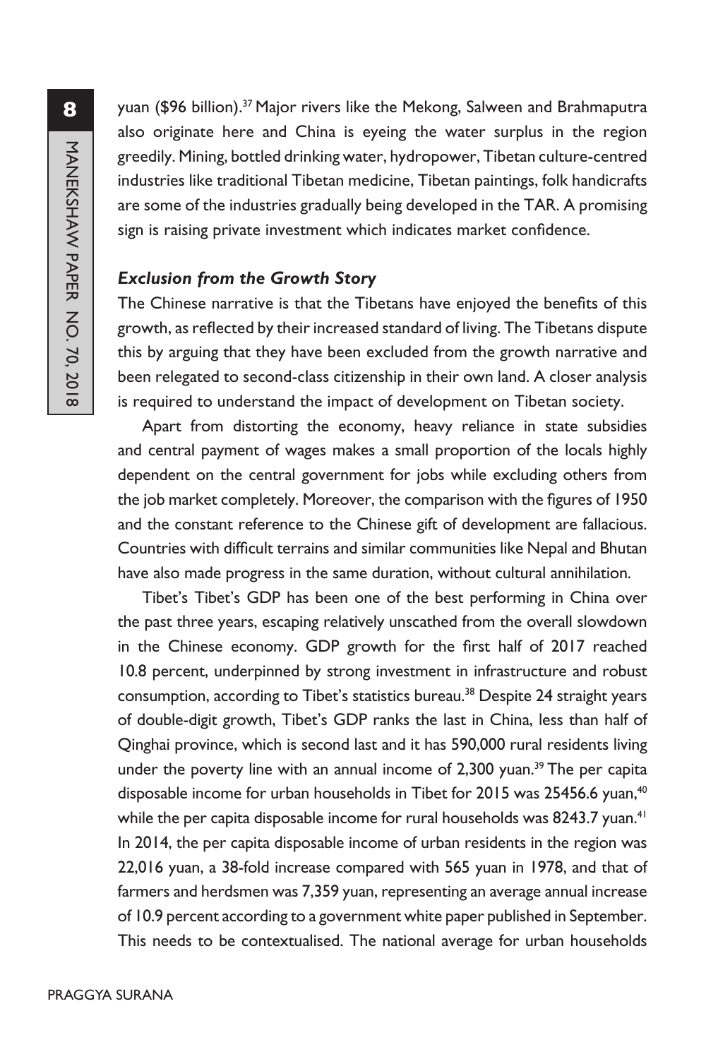yuan ($96 billion).[37] Major rivers like the Mekong, Salween and Brahmaputra also originate here and China is eyeing the water surplus in the region greedily. Mining, bottled drinking water, hydropower, Tibetan culture-centred industries like traditional Tibetan medicine, Tibetan paintings, folk handicrafts are some of the industries gradually being developed in the TAR. A promising sign is raising private investment which indicates market confidence.

### *Exclusion from the Growth Story*

The Chinese narrative is that the Tibetans have enjoyed the benefits of this growth, as reflected by their increased standard of living. The Tibetans dispute this by arguing that they have been excluded from the growth narrative and been relegated to second-class citizenship in their own land. A closer analysis is required to understand the impact of development on Tibetan society.

Apart from distorting the economy, heavy reliance in state subsidies and central payment of wages makes a small proportion of the locals highly dependent on the central government for jobs while excluding others from the job market completely. Moreover, the comparison with the figures of 1950 and the constant reference to the Chinese gift of development are fallacious. Countries with difficult terrains and similar communities like Nepal and Bhutan have also made progress in the same duration, without cultural annihilation.

Tibet's Tibet's GDP has been one of the best performing in China over the past three years, escaping relatively unscathed from the overall slowdown in the Chinese economy. GDP growth for the first half of 2017 reached 10.8 percent, underpinned by strong investment in infrastructure and robust consumption, according to Tibet's statistics bureau.[38] Despite 24 straight years of double-digit growth, Tibet's GDP ranks the last in China, less than half of Qinghai province, which is second last and it has 590,000 rural residents living under the poverty line with an annual income of 2,300 yuan.[39] The per capita disposable income for urban households in Tibet for 2015 was 25456.6 yuan,[40] while the per capita disposable income for rural households was 8243.7 yuan.[41] In 2014, the per capita disposable income of urban residents in the region was 22,016 yuan, a 38-fold increase compared with 565 yuan in 1978, and that of farmers and herdsmen was 7,359 yuan, representing an average annual increase of 10.9 percent according to a government white paper published in September. This needs to be contextualised. The national average for urban households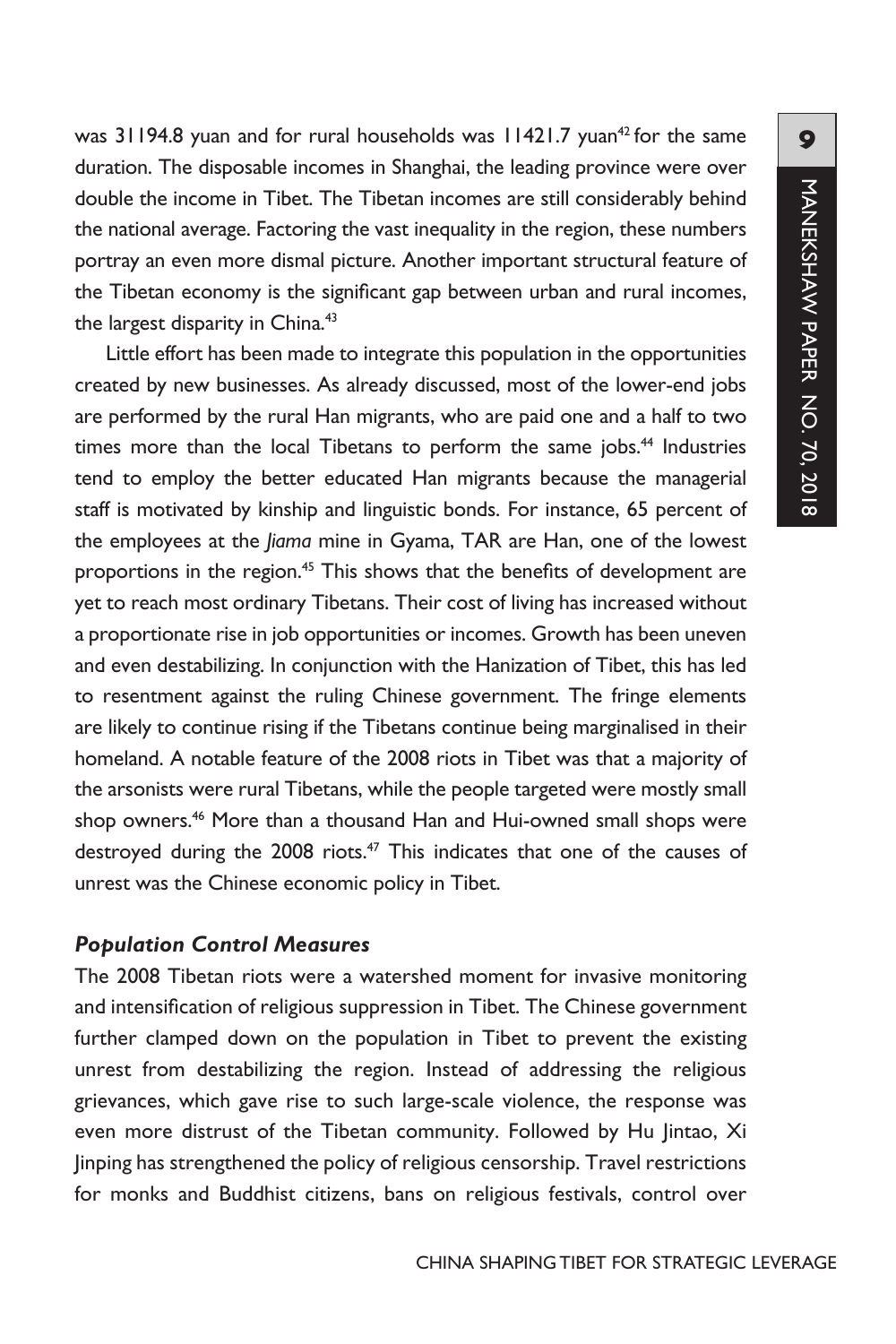was 31194.8 yuan and for rural households was 11421.7 yuan[42] for the same duration. The disposable incomes in Shanghai, the leading province were over double the income in Tibet. The Tibetan incomes are still considerably behind the national average. Factoring the vast inequality in the region, these numbers portray an even more dismal picture. Another important structural feature of the Tibetan economy is the significant gap between urban and rural incomes, the largest disparity in China.[43]

Little effort has been made to integrate this population in the opportunities created by new businesses. As already discussed, most of the lower-end jobs are performed by the rural Han migrants, who are paid one and a half to two times more than the local Tibetans to perform the same jobs.[44] Industries tend to employ the better educated Han migrants because the managerial staff is motivated by kinship and linguistic bonds. For instance, 65 percent of the employees at the *Jiama* mine in Gyama, TAR are Han, one of the lowest proportions in the region.[45] This shows that the benefits of development are yet to reach most ordinary Tibetans. Their cost of living has increased without a proportionate rise in job opportunities or incomes. Growth has been uneven and even destabilizing. In conjunction with the Hanization of Tibet, this has led to resentment against the ruling Chinese government. The fringe elements are likely to continue rising if the Tibetans continue being marginalised in their homeland. A notable feature of the 2008 riots in Tibet was that a majority of the arsonists were rural Tibetans, while the people targeted were mostly small shop owners.[46] More than a thousand Han and Hui-owned small shops were destroyed during the 2008 riots.[47] This indicates that one of the causes of unrest was the Chinese economic policy in Tibet.

### *Population Control Measures*

The 2008 Tibetan riots were a watershed moment for invasive monitoring and intensification of religious suppression in Tibet. The Chinese government further clamped down on the population in Tibet to prevent the existing unrest from destabilizing the region. Instead of addressing the religious grievances, which gave rise to such large-scale violence, the response was even more distrust of the Tibetan community. Followed by Hu Jintao, Xi Jinping has strengthened the policy of religious censorship. Travel restrictions for monks and Buddhist citizens, bans on religious festivals, control over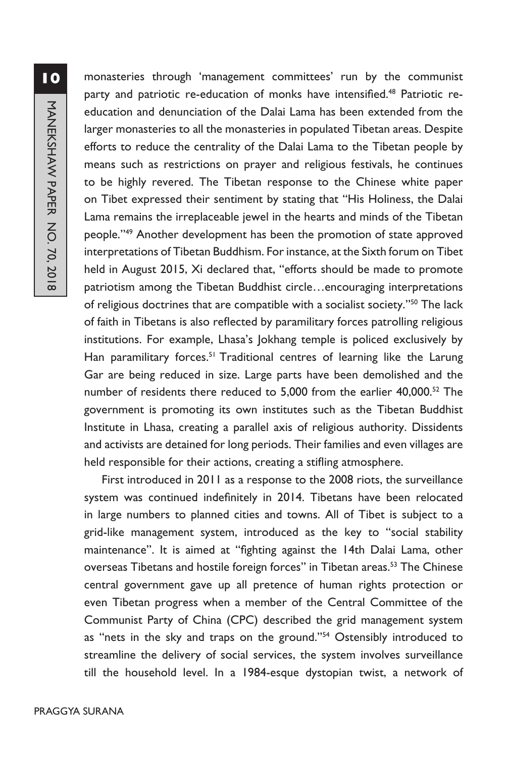monasteries through 'management committees' run by the communist party and patriotic re-education of monks have intensified.[48] Patriotic re-education and denunciation of the Dalai Lama has been extended from the larger monasteries to all the monasteries in populated Tibetan areas. Despite efforts to reduce the centrality of the Dalai Lama to the Tibetan people by means such as restrictions on prayer and religious festivals, he continues to be highly revered. The Tibetan response to the Chinese white paper on Tibet expressed their sentiment by stating that "His Holiness, the Dalai Lama remains the irreplaceable jewel in the hearts and minds of the Tibetan people."[49] Another development has been the promotion of state approved interpretations of Tibetan Buddhism. For instance, at the Sixth forum on Tibet held in August 2015, Xi declared that, "efforts should be made to promote patriotism among the Tibetan Buddhist circle…encouraging interpretations of religious doctrines that are compatible with a socialist society."[50] The lack of faith in Tibetans is also reflected by paramilitary forces patrolling religious institutions. For example, Lhasa's Jokhang temple is policed exclusively by Han paramilitary forces.[51] Traditional centres of learning like the Larung Gar are being reduced in size. Large parts have been demolished and the number of residents there reduced to 5,000 from the earlier 40,000.[52] The government is promoting its own institutes such as the Tibetan Buddhist Institute in Lhasa, creating a parallel axis of religious authority. Dissidents and activists are detained for long periods. Their families and even villages are held responsible for their actions, creating a stifling atmosphere.

First introduced in 2011 as a response to the 2008 riots, the surveillance system was continued indefinitely in 2014. Tibetans have been relocated in large numbers to planned cities and towns. All of Tibet is subject to a grid-like management system, introduced as the key to "social stability maintenance". It is aimed at "fighting against the 14th Dalai Lama, other overseas Tibetans and hostile foreign forces" in Tibetan areas.[53] The Chinese central government gave up all pretence of human rights protection or even Tibetan progress when a member of the Central Committee of the Communist Party of China (CPC) described the grid management system as "nets in the sky and traps on the ground."[54] Ostensibly introduced to streamline the delivery of social services, the system involves surveillance till the household level. In a 1984-esque dystopian twist, a network of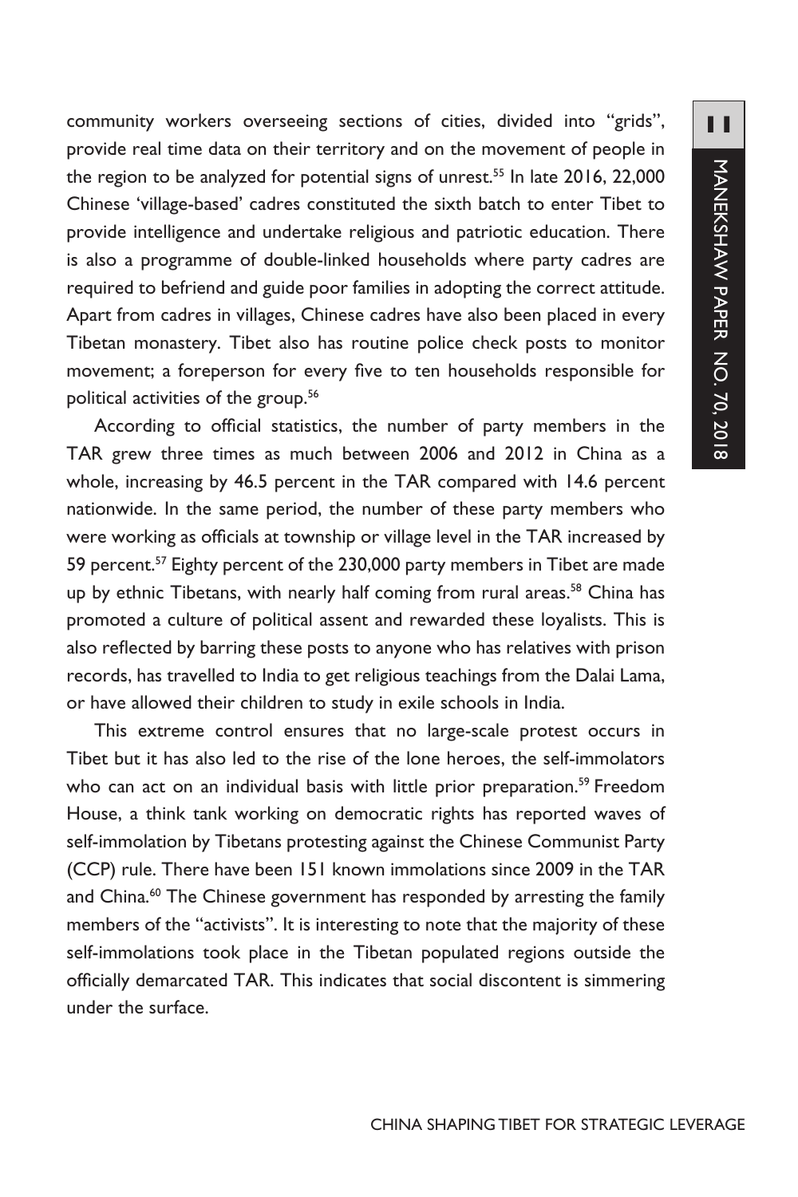community workers overseeing sections of cities, divided into "grids", provide real time data on their territory and on the movement of people in the region to be analyzed for potential signs of unrest.[55] In late 2016, 22,000 Chinese 'village-based' cadres constituted the sixth batch to enter Tibet to provide intelligence and undertake religious and patriotic education. There is also a programme of double-linked households where party cadres are required to befriend and guide poor families in adopting the correct attitude. Apart from cadres in villages, Chinese cadres have also been placed in every Tibetan monastery. Tibet also has routine police check posts to monitor movement; a foreperson for every five to ten households responsible for political activities of the group.[56]

According to official statistics, the number of party members in the TAR grew three times as much between 2006 and 2012 in China as a whole, increasing by 46.5 percent in the TAR compared with 14.6 percent nationwide. In the same period, the number of these party members who were working as officials at township or village level in the TAR increased by 59 percent.[57] Eighty percent of the 230,000 party members in Tibet are made up by ethnic Tibetans, with nearly half coming from rural areas.[58] China has promoted a culture of political assent and rewarded these loyalists. This is also reflected by barring these posts to anyone who has relatives with prison records, has travelled to India to get religious teachings from the Dalai Lama, or have allowed their children to study in exile schools in India.

This extreme control ensures that no large-scale protest occurs in Tibet but it has also led to the rise of the lone heroes, the self-immolators who can act on an individual basis with little prior preparation.[59] Freedom House, a think tank working on democratic rights has reported waves of self-immolation by Tibetans protesting against the Chinese Communist Party (CCP) rule. There have been 151 known immolations since 2009 in the TAR and China.[60] The Chinese government has responded by arresting the family members of the "activists". It is interesting to note that the majority of these self-immolations took place in the Tibetan populated regions outside the officially demarcated TAR. This indicates that social discontent is simmering under the surface.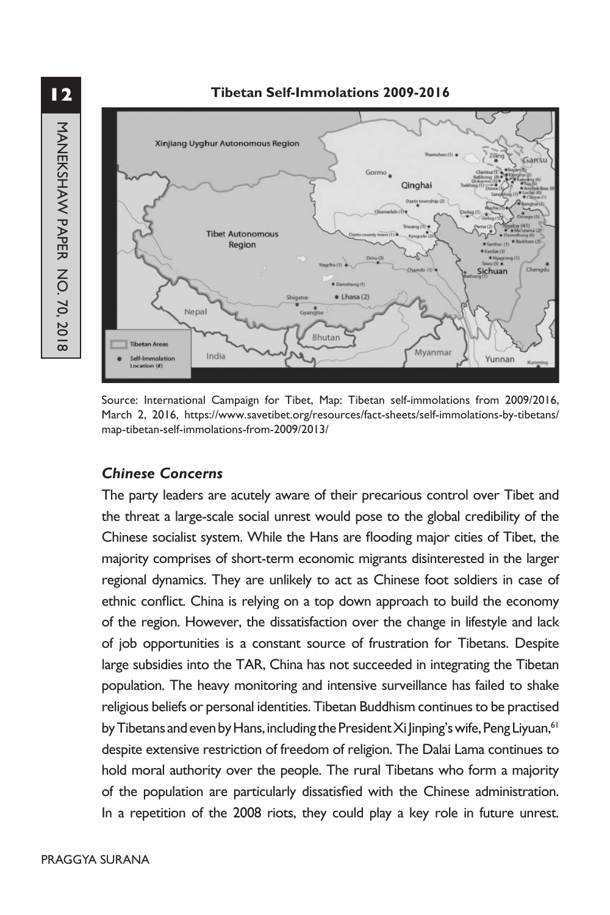**Tibetan Self-Immolations 2009-2016**

Source: International Campaign for Tibet, Map: Tibetan self-immolations from 2009/2016, March 2, 2016, https://www.savetibet.org/resources/fact-sheets/self-immolations-by-tibetans/map-tibetan-self-immolations-from-2009/2013/

### *Chinese Concerns*

The party leaders are acutely aware of their precarious control over Tibet and the threat a large-scale social unrest would pose to the global credibility of the Chinese socialist system. While the Hans are flooding major cities of Tibet, the majority comprises of short-term economic migrants disinterested in the larger regional dynamics. They are unlikely to act as Chinese foot soldiers in case of ethnic conflict. China is relying on a top down approach to build the economy of the region. However, the dissatisfaction over the change in lifestyle and lack of job opportunities is a constant source of frustration for Tibetans. Despite large subsidies into the TAR, China has not succeeded in integrating the Tibetan population. The heavy monitoring and intensive surveillance has failed to shake religious beliefs or personal identities. Tibetan Buddhism continues to be practised by Tibetans and even by Hans, including the President Xi Jinping's wife, Peng Liyuan,[61] despite extensive restriction of freedom of religion. The Dalai Lama continues to hold moral authority over the people. The rural Tibetans who form a majority of the population are particularly dissatisfied with the Chinese administration. In a repetition of the 2008 riots, they could play a key role in future unrest.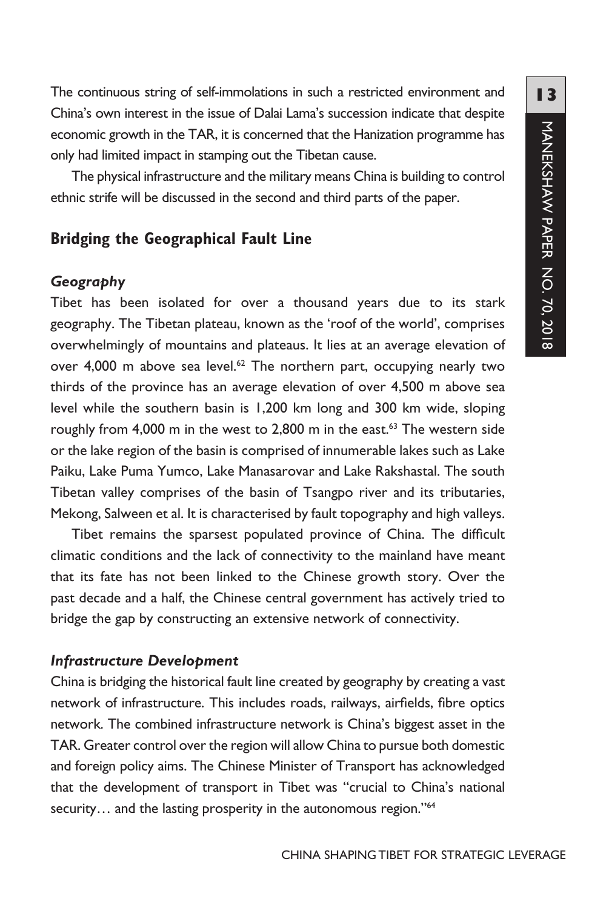The continuous string of self-immolations in such a restricted environment and China's own interest in the issue of Dalai Lama's succession indicate that despite economic growth in the TAR, it is concerned that the Hanization programme has only had limited impact in stamping out the Tibetan cause.

The physical infrastructure and the military means China is building to control ethnic strife will be discussed in the second and third parts of the paper.

## Bridging the Geographical Fault Line

### *Geography*

Tibet has been isolated for over a thousand years due to its stark geography. The Tibetan plateau, known as the 'roof of the world', comprises overwhelmingly of mountains and plateaus. It lies at an average elevation of over 4,000 m above sea level.[62] The northern part, occupying nearly two thirds of the province has an average elevation of over 4,500 m above sea level while the southern basin is 1,200 km long and 300 km wide, sloping roughly from 4,000 m in the west to 2,800 m in the east.[63] The western side or the lake region of the basin is comprised of innumerable lakes such as Lake Paiku, Lake Puma Yumco, Lake Manasarovar and Lake Rakshastal. The south Tibetan valley comprises of the basin of Tsangpo river and its tributaries, Mekong, Salween et al. It is characterised by fault topography and high valleys.

Tibet remains the sparsest populated province of China. The difficult climatic conditions and the lack of connectivity to the mainland have meant that its fate has not been linked to the Chinese growth story. Over the past decade and a half, the Chinese central government has actively tried to bridge the gap by constructing an extensive network of connectivity.

### *Infrastructure Development*

China is bridging the historical fault line created by geography by creating a vast network of infrastructure. This includes roads, railways, airfields, fibre optics network. The combined infrastructure network is China's biggest asset in the TAR. Greater control over the region will allow China to pursue both domestic and foreign policy aims. The Chinese Minister of Transport has acknowledged that the development of transport in Tibet was "crucial to China's national security… and the lasting prosperity in the autonomous region."[64]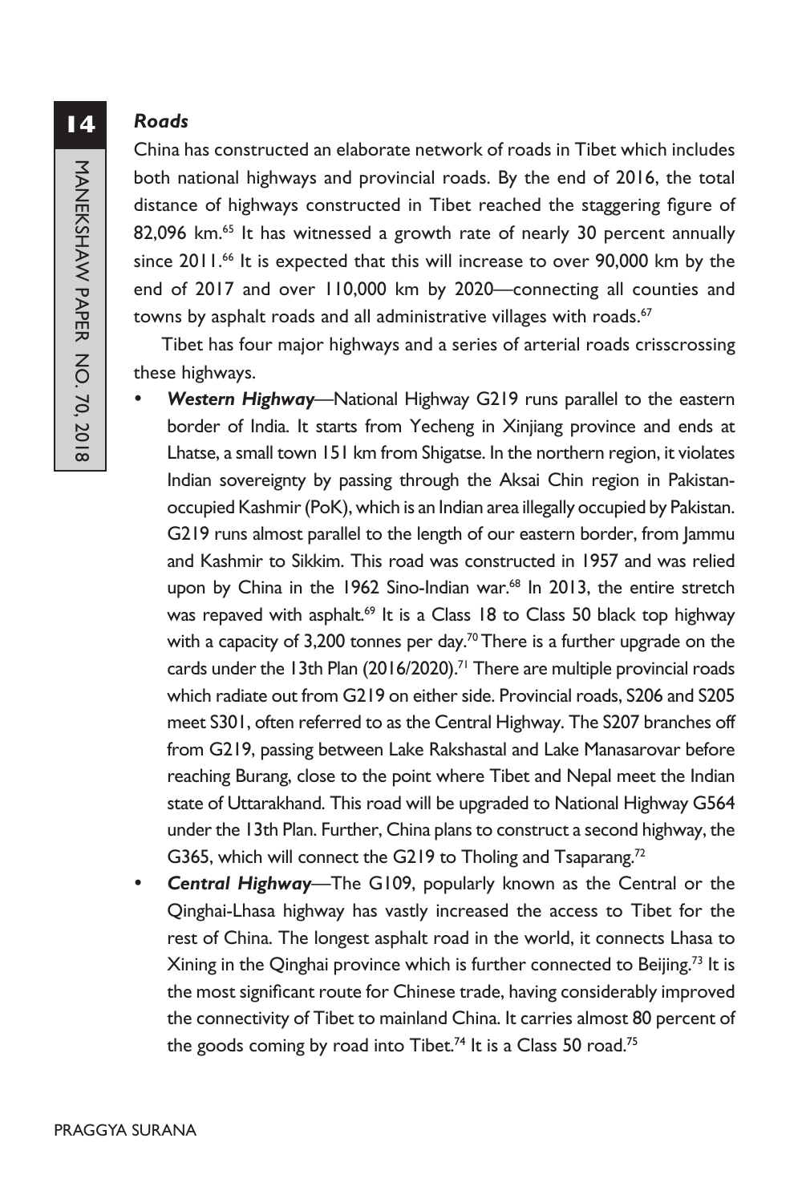### *Roads*

China has constructed an elaborate network of roads in Tibet which includes both national highways and provincial roads. By the end of 2016, the total distance of highways constructed in Tibet reached the staggering figure of 82,096 km.[65] It has witnessed a growth rate of nearly 30 percent annually since 2011.[66] It is expected that this will increase to over 90,000 km by the end of 2017 and over 110,000 km by 2020—connecting all counties and towns by asphalt roads and all administrative villages with roads.[67]

Tibet has four major highways and a series of arterial roads crisscrossing these highways.

- ***Western Highway***—National Highway G219 runs parallel to the eastern border of India. It starts from Yecheng in Xinjiang province and ends at Lhatse, a small town 151 km from Shigatse. In the northern region, it violates Indian sovereignty by passing through the Aksai Chin region in Pakistan-occupied Kashmir (PoK), which is an Indian area illegally occupied by Pakistan. G219 runs almost parallel to the length of our eastern border, from Jammu and Kashmir to Sikkim. This road was constructed in 1957 and was relied upon by China in the 1962 Sino-Indian war.[68] In 2013, the entire stretch was repaved with asphalt.[69] It is a Class 18 to Class 50 black top highway with a capacity of 3,200 tonnes per day.[70] There is a further upgrade on the cards under the 13th Plan (2016/2020).[71] There are multiple provincial roads which radiate out from G219 on either side. Provincial roads, S206 and S205 meet S301, often referred to as the Central Highway. The S207 branches off from G219, passing between Lake Rakshastal and Lake Manasarovar before reaching Burang, close to the point where Tibet and Nepal meet the Indian state of Uttarakhand. This road will be upgraded to National Highway G564 under the 13th Plan. Further, China plans to construct a second highway, the G365, which will connect the G219 to Tholing and Tsaparang.[72]
- ***Central Highway***—The G109, popularly known as the Central or the Qinghai-Lhasa highway has vastly increased the access to Tibet for the rest of China. The longest asphalt road in the world, it connects Lhasa to Xining in the Qinghai province which is further connected to Beijing.[73] It is the most significant route for Chinese trade, having considerably improved the connectivity of Tibet to mainland China. It carries almost 80 percent of the goods coming by road into Tibet.[74] It is a Class 50 road.[75]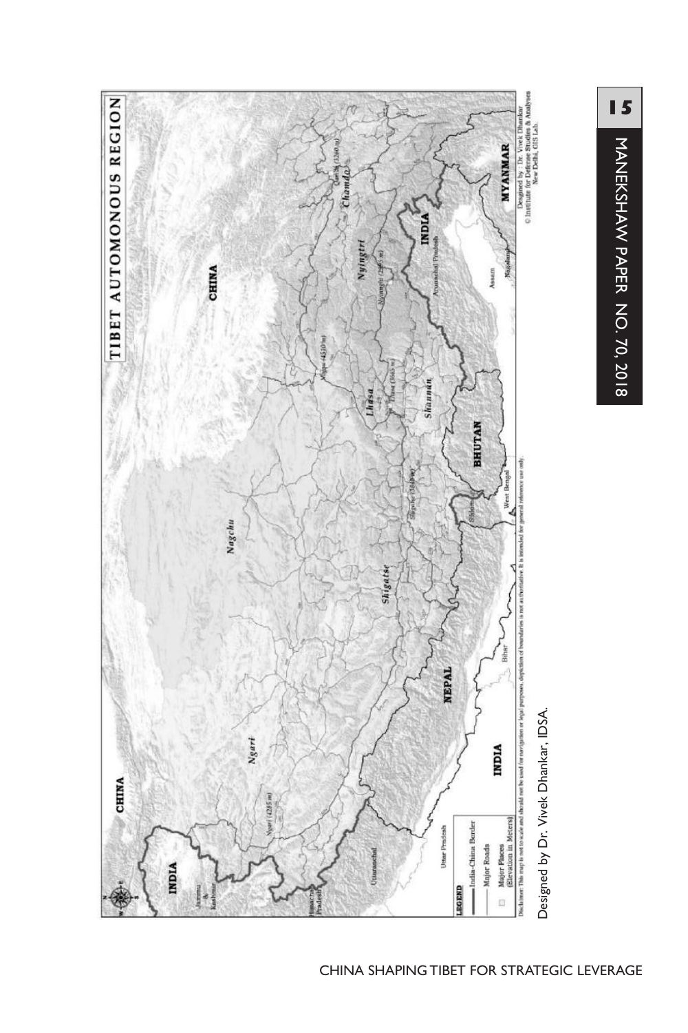Designed by Dr. Vivek Dhankar, IDSA.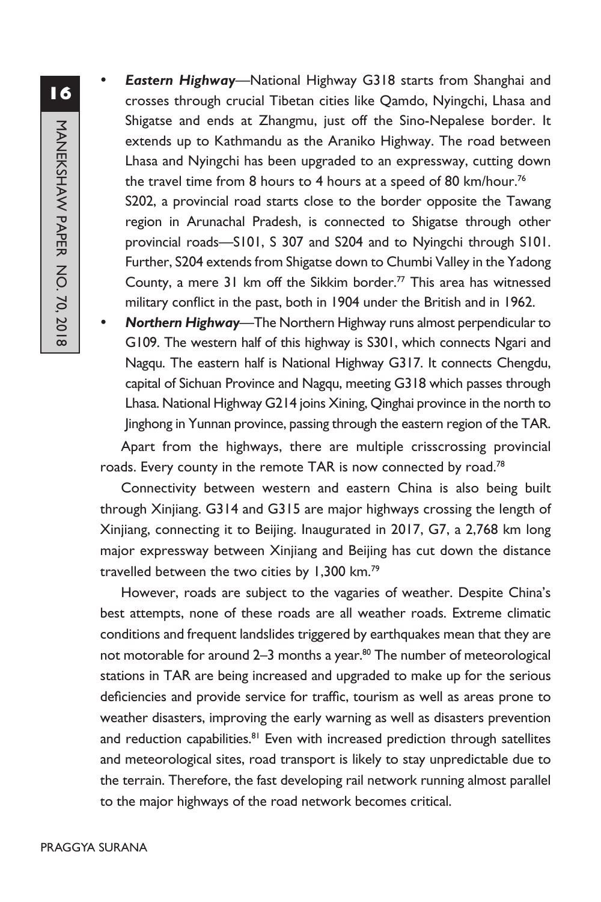- ***Eastern Highway***—National Highway G318 starts from Shanghai and crosses through crucial Tibetan cities like Qamdo, Nyingchi, Lhasa and Shigatse and ends at Zhangmu, just off the Sino-Nepalese border. It extends up to Kathmandu as the Araniko Highway. The road between Lhasa and Nyingchi has been upgraded to an expressway, cutting down the travel time from 8 hours to 4 hours at a speed of 80 km/hour.[76]

  S202, a provincial road starts close to the border opposite the Tawang region in Arunachal Pradesh, is connected to Shigatse through other provincial roads—S101, S 307 and S204 and to Nyingchi through S101. Further, S204 extends from Shigatse down to Chumbi Valley in the Yadong County, a mere 31 km off the Sikkim border.[77] This area has witnessed military conflict in the past, both in 1904 under the British and in 1962.
- ***Northern Highway***—The Northern Highway runs almost perpendicular to G109. The western half of this highway is S301, which connects Ngari and Nagqu. The eastern half is National Highway G317. It connects Chengdu, capital of Sichuan Province and Nagqu, meeting G318 which passes through Lhasa. National Highway G214 joins Xining, Qinghai province in the north to Jinghong in Yunnan province, passing through the eastern region of the TAR.

Apart from the highways, there are multiple crisscrossing provincial roads. Every county in the remote TAR is now connected by road.[78]

Connectivity between western and eastern China is also being built through Xinjiang. G314 and G315 are major highways crossing the length of Xinjiang, connecting it to Beijing. Inaugurated in 2017, G7, a 2,768 km long major expressway between Xinjiang and Beijing has cut down the distance travelled between the two cities by 1,300 km.[79]

However, roads are subject to the vagaries of weather. Despite China's best attempts, none of these roads are all weather roads. Extreme climatic conditions and frequent landslides triggered by earthquakes mean that they are not motorable for around 2–3 months a year.[80] The number of meteorological stations in TAR are being increased and upgraded to make up for the serious deficiencies and provide service for traffic, tourism as well as areas prone to weather disasters, improving the early warning as well as disasters prevention and reduction capabilities.[81] Even with increased prediction through satellites and meteorological sites, road transport is likely to stay unpredictable due to the terrain. Therefore, the fast developing rail network running almost parallel to the major highways of the road network becomes critical.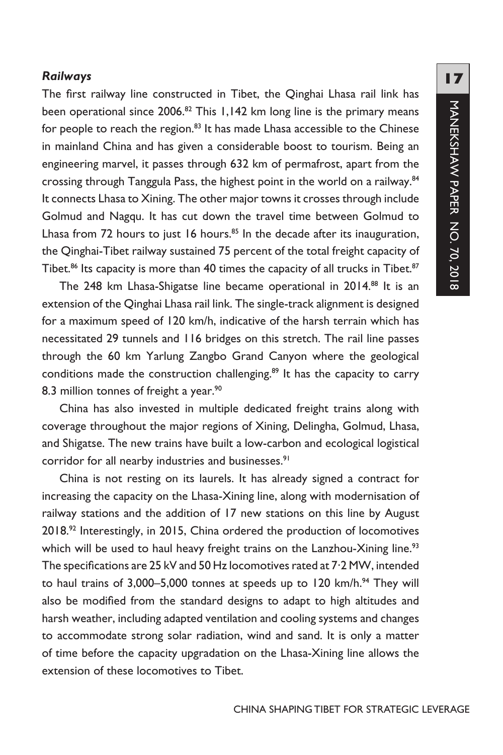### *Railways*

The first railway line constructed in Tibet, the Qinghai Lhasa rail link has been operational since 2006.[82] This 1,142 km long line is the primary means for people to reach the region.[83] It has made Lhasa accessible to the Chinese in mainland China and has given a considerable boost to tourism. Being an engineering marvel, it passes through 632 km of permafrost, apart from the crossing through Tanggula Pass, the highest point in the world on a railway.[84] It connects Lhasa to Xining. The other major towns it crosses through include Golmud and Nagqu. It has cut down the travel time between Golmud to Lhasa from 72 hours to just 16 hours.[85] In the decade after its inauguration, the Qinghai-Tibet railway sustained 75 percent of the total freight capacity of Tibet.[86] Its capacity is more than 40 times the capacity of all trucks in Tibet.[87]

The 248 km Lhasa-Shigatse line became operational in 2014.[88] It is an extension of the Qinghai Lhasa rail link. The single-track alignment is designed for a maximum speed of 120 km/h, indicative of the harsh terrain which has necessitated 29 tunnels and 116 bridges on this stretch. The rail line passes through the 60 km Yarlung Zangbo Grand Canyon where the geological conditions made the construction challenging.[89] It has the capacity to carry 8.3 million tonnes of freight a year.[90]

China has also invested in multiple dedicated freight trains along with coverage throughout the major regions of Xining, Delingha, Golmud, Lhasa, and Shigatse. The new trains have built a low-carbon and ecological logistical corridor for all nearby industries and businesses.[91]

China is not resting on its laurels. It has already signed a contract for increasing the capacity on the Lhasa-Xining line, along with modernisation of railway stations and the addition of 17 new stations on this line by August 2018.[92] Interestingly, in 2015, China ordered the production of locomotives which will be used to haul heavy freight trains on the Lanzhou-Xining line.[93] The specifications are 25 kV and 50 Hz locomotives rated at 7·2 MW, intended to haul trains of 3,000–5,000 tonnes at speeds up to 120 km/h.[94] They will also be modified from the standard designs to adapt to high altitudes and harsh weather, including adapted ventilation and cooling systems and changes to accommodate strong solar radiation, wind and sand. It is only a matter of time before the capacity upgradation on the Lhasa-Xining line allows the extension of these locomotives to Tibet.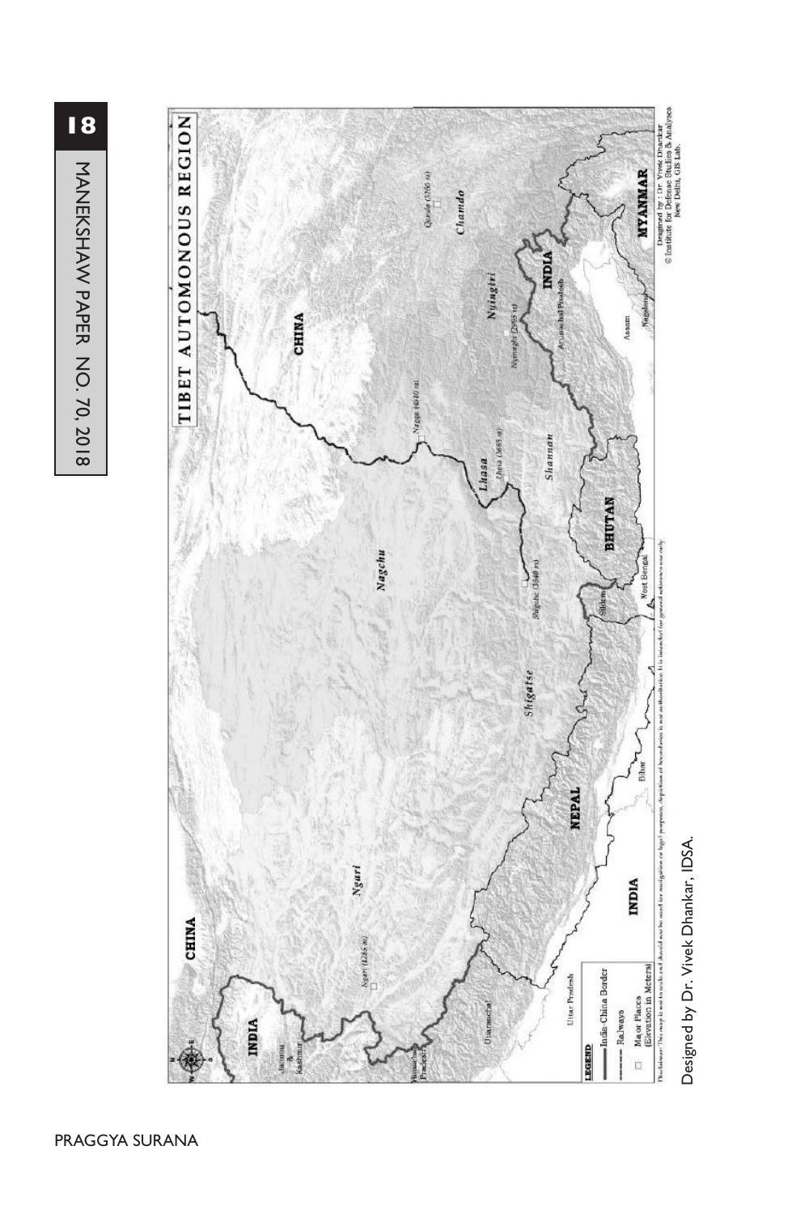Designed by Dr. Vivek Dhankar, IDSA.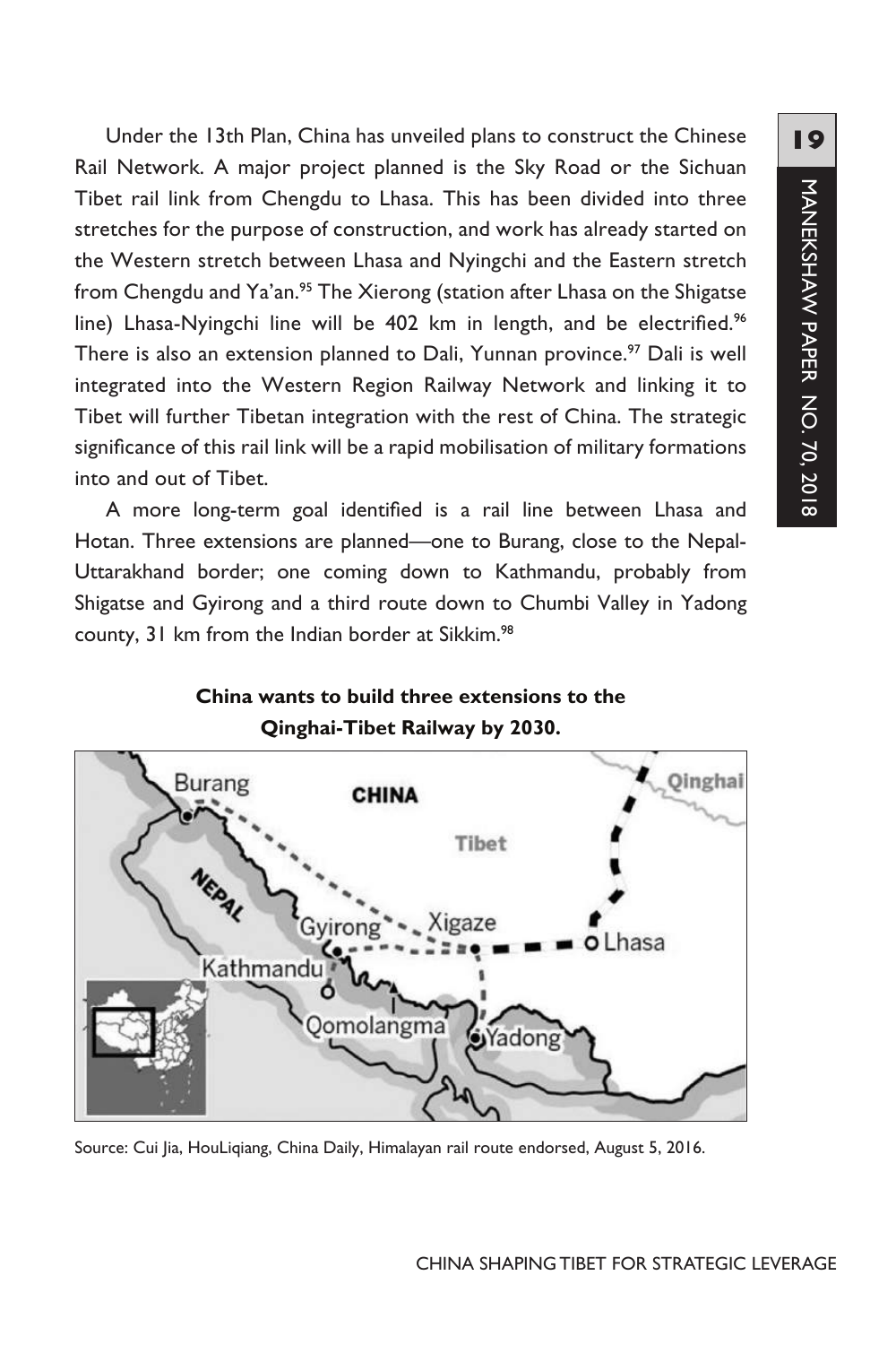Under the 13th Plan, China has unveiled plans to construct the Chinese Rail Network. A major project planned is the Sky Road or the Sichuan Tibet rail link from Chengdu to Lhasa. This has been divided into three stretches for the purpose of construction, and work has already started on the Western stretch between Lhasa and Nyingchi and the Eastern stretch from Chengdu and Ya'an.[95] The Xierong (station after Lhasa on the Shigatse line) Lhasa-Nyingchi line will be 402 km in length, and be electrified.[96] There is also an extension planned to Dali, Yunnan province.[97] Dali is well integrated into the Western Region Railway Network and linking it to Tibet will further Tibetan integration with the rest of China. The strategic significance of this rail link will be a rapid mobilisation of military formations into and out of Tibet.

A more long-term goal identified is a rail line between Lhasa and Hotan. Three extensions are planned—one to Burang, close to the Nepal-Uttarakhand border; one coming down to Kathmandu, probably from Shigatse and Gyirong and a third route down to Chumbi Valley in Yadong county, 31 km from the Indian border at Sikkim.[98]

**China wants to build three extensions to the Qinghai-Tibet Railway by 2030.**

Source: Cui Jia, HouLiqiang, China Daily, Himalayan rail route endorsed, August 5, 2016.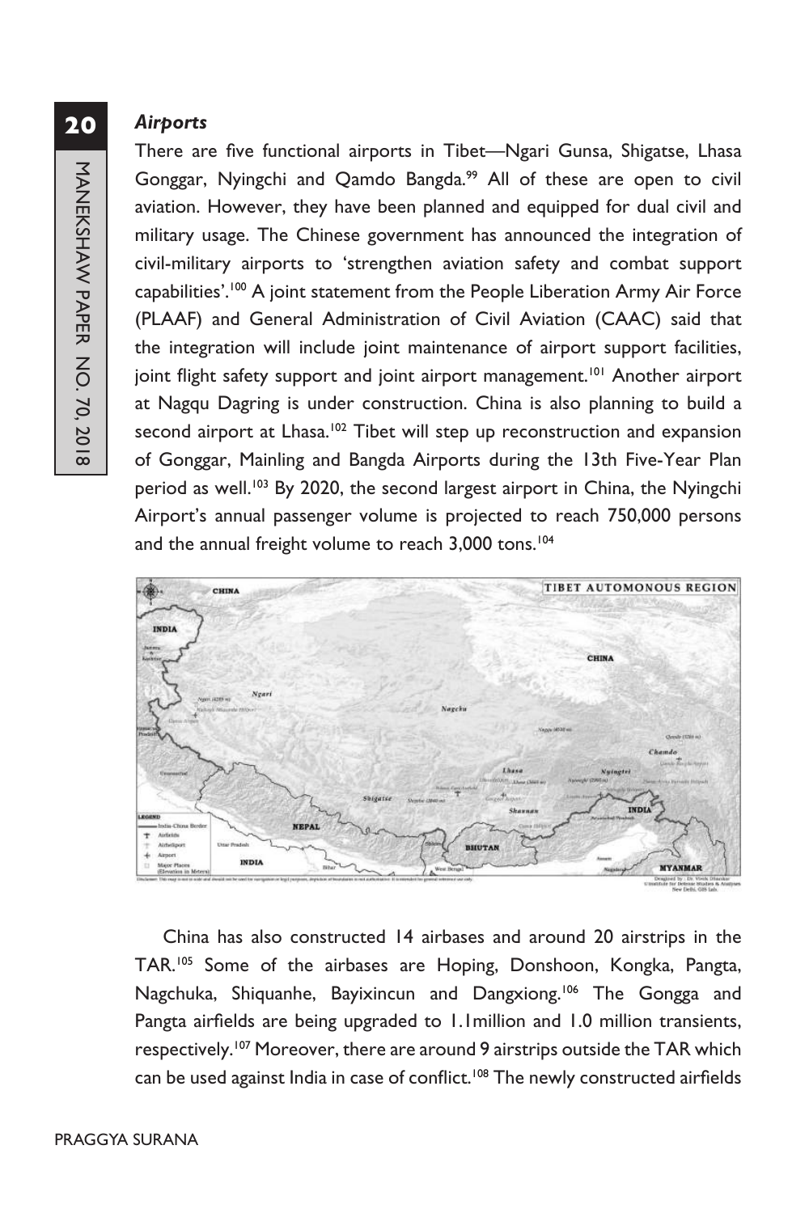### *Airports*

There are five functional airports in Tibet—Ngari Gunsa, Shigatse, Lhasa Gonggar, Nyingchi and Qamdo Bangda.[99] All of these are open to civil aviation. However, they have been planned and equipped for dual civil and military usage. The Chinese government has announced the integration of civil-military airports to 'strengthen aviation safety and combat support capabilities'.[100] A joint statement from the People Liberation Army Air Force (PLAAF) and General Administration of Civil Aviation (CAAC) said that the integration will include joint maintenance of airport support facilities, joint flight safety support and joint airport management.[101] Another airport at Nagqu Dagring is under construction. China is also planning to build a second airport at Lhasa.[102] Tibet will step up reconstruction and expansion of Gonggar, Mainling and Bangda Airports during the 13th Five-Year Plan period as well.[103] By 2020, the second largest airport in China, the Nyingchi Airport's annual passenger volume is projected to reach 750,000 persons and the annual freight volume to reach 3,000 tons.[104]

China has also constructed 14 airbases and around 20 airstrips in the TAR.[105] Some of the airbases are Hoping, Donshoon, Kongka, Pangta, Nagchuka, Shiquanhe, Bayixincun and Dangxiong.[106] The Gongga and Pangta airfields are being upgraded to 1.1million and 1.0 million transients, respectively.[107] Moreover, there are around 9 airstrips outside the TAR which can be used against India in case of conflict.[108] The newly constructed airfields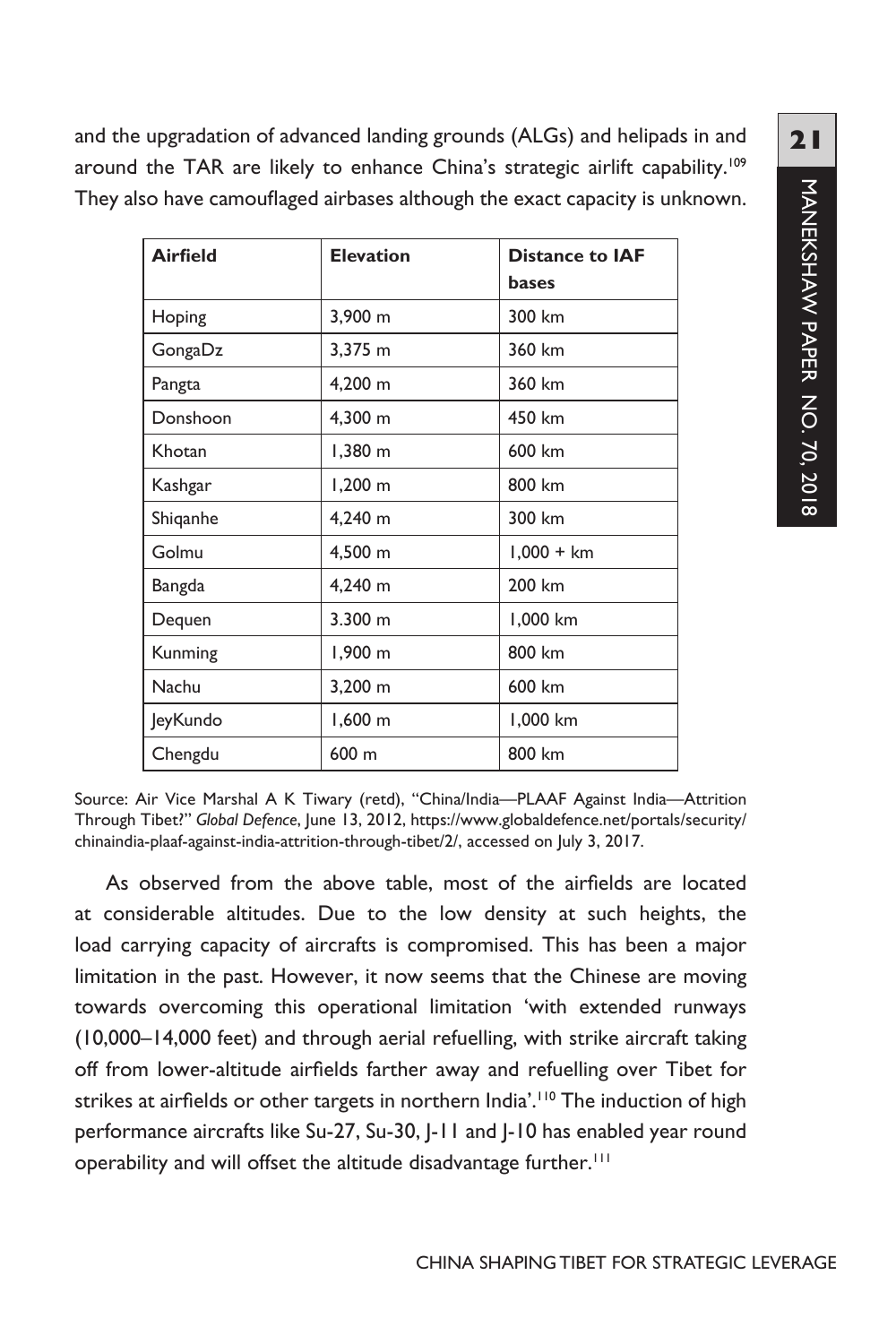and the upgradation of advanced landing grounds (ALGs) and helipads in and around the TAR are likely to enhance China's strategic airlift capability.[109] They also have camouflaged airbases although the exact capacity is unknown.

| Airfield | Elevation | Distance to IAF bases |
|---|---|---|
| Hoping | 3,900 m | 300 km |
| GongaDz | 3,375 m | 360 km |
| Pangta | 4,200 m | 360 km |
| Donshoon | 4,300 m | 450 km |
| Khotan | 1,380 m | 600 km |
| Kashgar | 1,200 m | 800 km |
| Shiqanhe | 4,240 m | 300 km |
| Golmu | 4,500 m | 1,000 + km |
| Bangda | 4,240 m | 200 km |
| Dequen | 3.300 m | 1,000 km |
| Kunming | 1,900 m | 800 km |
| Nachu | 3,200 m | 600 km |
| JeyKundo | 1,600 m | 1,000 km |
| Chengdu | 600 m | 800 km |

Source: Air Vice Marshal A K Tiwary (retd), "China/India—PLAAF Against India—Attrition Through Tibet?" *Global Defence*, June 13, 2012, https://www.globaldefence.net/portals/security/chinaindia-plaaf-against-india-attrition-through-tibet/2/, accessed on July 3, 2017.

As observed from the above table, most of the airfields are located at considerable altitudes. Due to the low density at such heights, the load carrying capacity of aircrafts is compromised. This has been a major limitation in the past. However, it now seems that the Chinese are moving towards overcoming this operational limitation 'with extended runways (10,000–14,000 feet) and through aerial refuelling, with strike aircraft taking off from lower-altitude airfields farther away and refuelling over Tibet for strikes at airfields or other targets in northern India'.[110] The induction of high performance aircrafts like Su-27, Su-30, J-11 and J-10 has enabled year round operability and will offset the altitude disadvantage further.[111]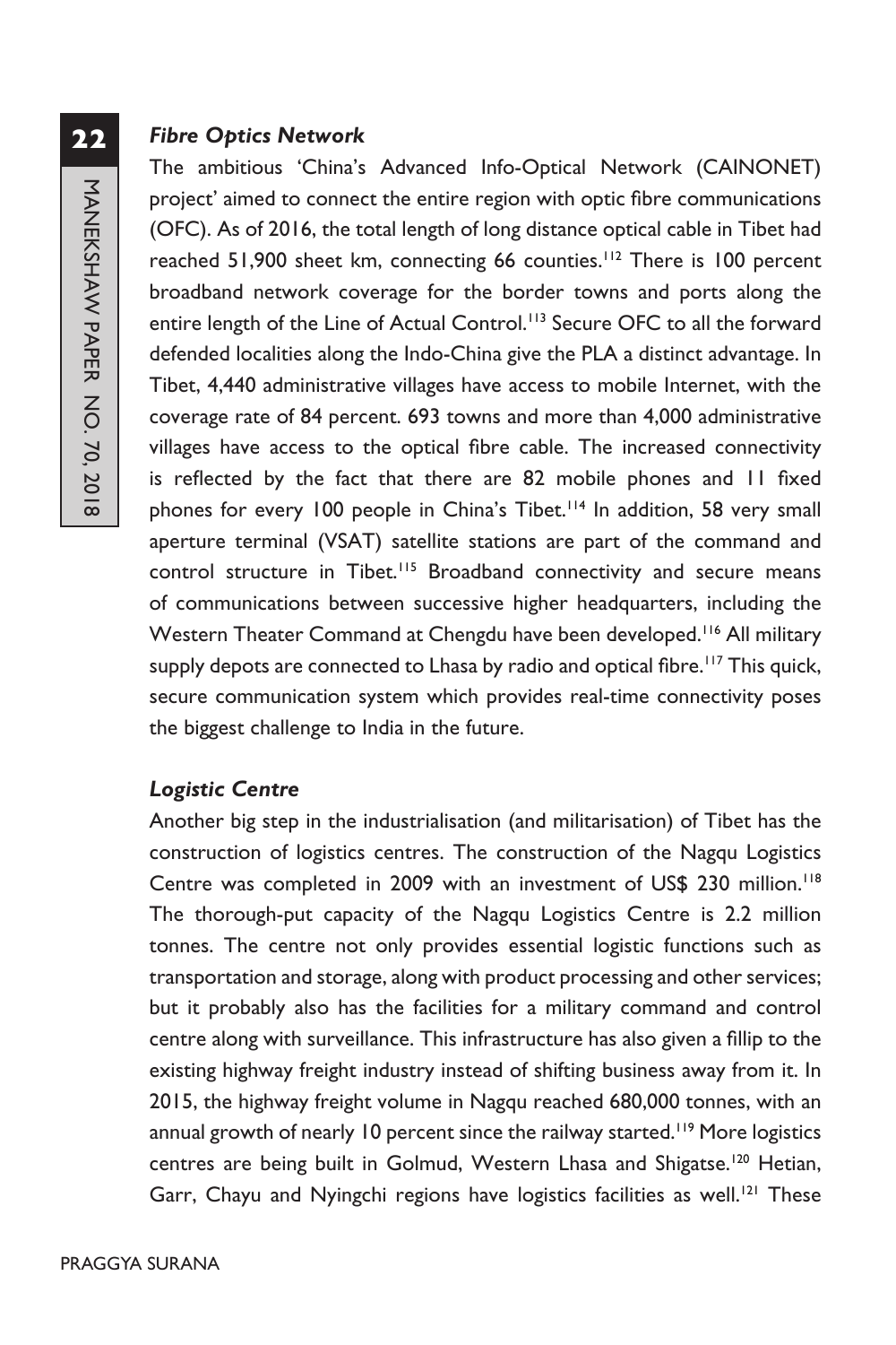### *Fibre Optics Network*

The ambitious 'China's Advanced Info-Optical Network (CAINONET) project' aimed to connect the entire region with optic fibre communications (OFC). As of 2016, the total length of long distance optical cable in Tibet had reached 51,900 sheet km, connecting 66 counties.[112] There is 100 percent broadband network coverage for the border towns and ports along the entire length of the Line of Actual Control.[113] Secure OFC to all the forward defended localities along the Indo-China give the PLA a distinct advantage. In Tibet, 4,440 administrative villages have access to mobile Internet, with the coverage rate of 84 percent. 693 towns and more than 4,000 administrative villages have access to the optical fibre cable. The increased connectivity is reflected by the fact that there are 82 mobile phones and 11 fixed phones for every 100 people in China's Tibet.[114] In addition, 58 very small aperture terminal (VSAT) satellite stations are part of the command and control structure in Tibet.[115] Broadband connectivity and secure means of communications between successive higher headquarters, including the Western Theater Command at Chengdu have been developed.[116] All military supply depots are connected to Lhasa by radio and optical fibre.[117] This quick, secure communication system which provides real-time connectivity poses the biggest challenge to India in the future.

### *Logistic Centre*

Another big step in the industrialisation (and militarisation) of Tibet has the construction of logistics centres. The construction of the Nagqu Logistics Centre was completed in 2009 with an investment of US$ 230 million.[118] The thorough-put capacity of the Nagqu Logistics Centre is 2.2 million tonnes. The centre not only provides essential logistic functions such as transportation and storage, along with product processing and other services; but it probably also has the facilities for a military command and control centre along with surveillance. This infrastructure has also given a fillip to the existing highway freight industry instead of shifting business away from it. In 2015, the highway freight volume in Nagqu reached 680,000 tonnes, with an annual growth of nearly 10 percent since the railway started.[119] More logistics centres are being built in Golmud, Western Lhasa and Shigatse.[120] Hetian, Garr, Chayu and Nyingchi regions have logistics facilities as well.[121] These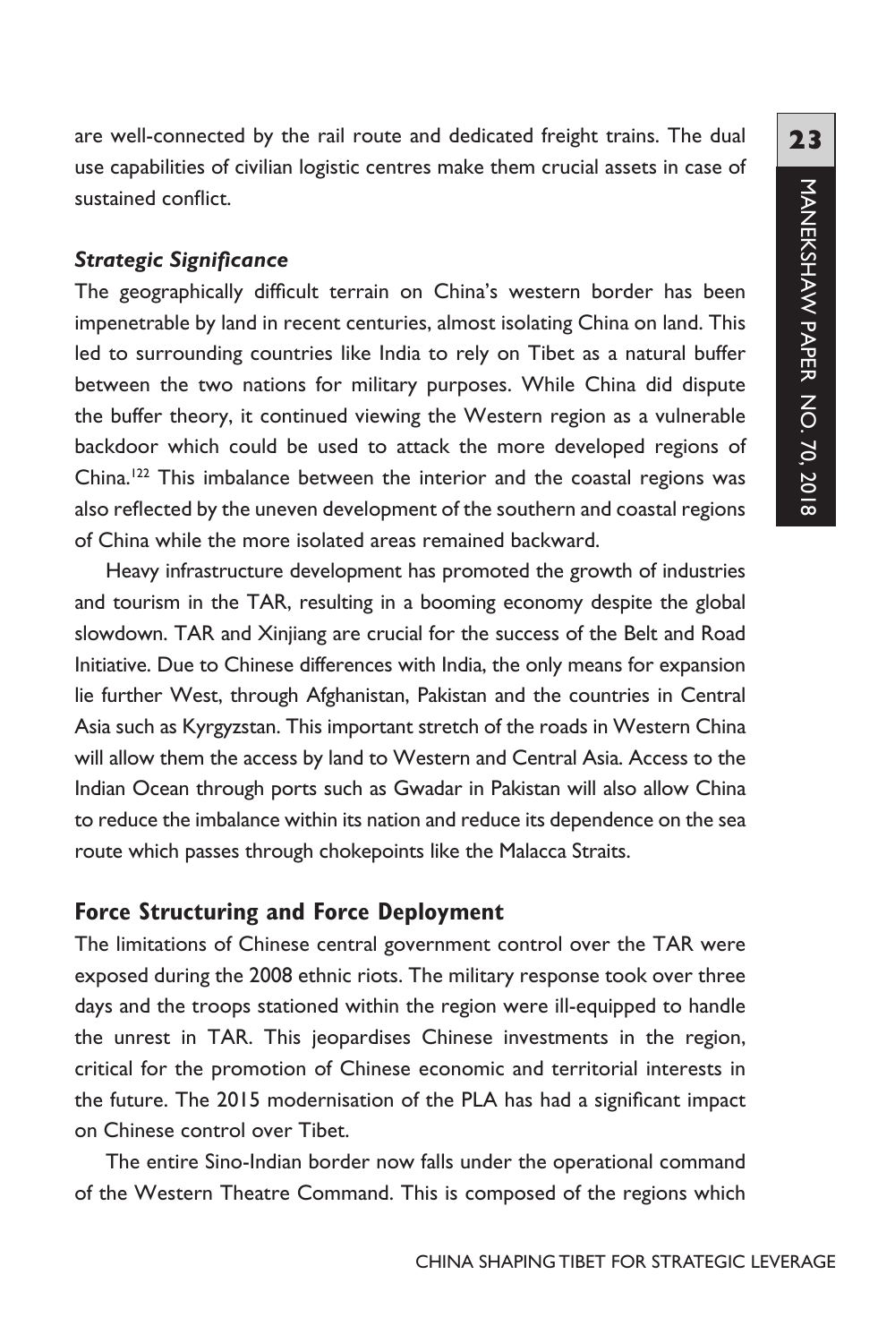are well-connected by the rail route and dedicated freight trains. The dual use capabilities of civilian logistic centres make them crucial assets in case of sustained conflict.

***Strategic Significance***

The geographically difficult terrain on China's western border has been impenetrable by land in recent centuries, almost isolating China on land. This led to surrounding countries like India to rely on Tibet as a natural buffer between the two nations for military purposes. While China did dispute the buffer theory, it continued viewing the Western region as a vulnerable backdoor which could be used to attack the more developed regions of China.[122] This imbalance between the interior and the coastal regions was also reflected by the uneven development of the southern and coastal regions of China while the more isolated areas remained backward.

Heavy infrastructure development has promoted the growth of industries and tourism in the TAR, resulting in a booming economy despite the global slowdown. TAR and Xinjiang are crucial for the success of the Belt and Road Initiative. Due to Chinese differences with India, the only means for expansion lie further West, through Afghanistan, Pakistan and the countries in Central Asia such as Kyrgyzstan. This important stretch of the roads in Western China will allow them the access by land to Western and Central Asia. Access to the Indian Ocean through ports such as Gwadar in Pakistan will also allow China to reduce the imbalance within its nation and reduce its dependence on the sea route which passes through chokepoints like the Malacca Straits.

## Force Structuring and Force Deployment

The limitations of Chinese central government control over the TAR were exposed during the 2008 ethnic riots. The military response took over three days and the troops stationed within the region were ill-equipped to handle the unrest in TAR. This jeopardises Chinese investments in the region, critical for the promotion of Chinese economic and territorial interests in the future. The 2015 modernisation of the PLA has had a significant impact on Chinese control over Tibet.

The entire Sino-Indian border now falls under the operational command of the Western Theatre Command. This is composed of the regions which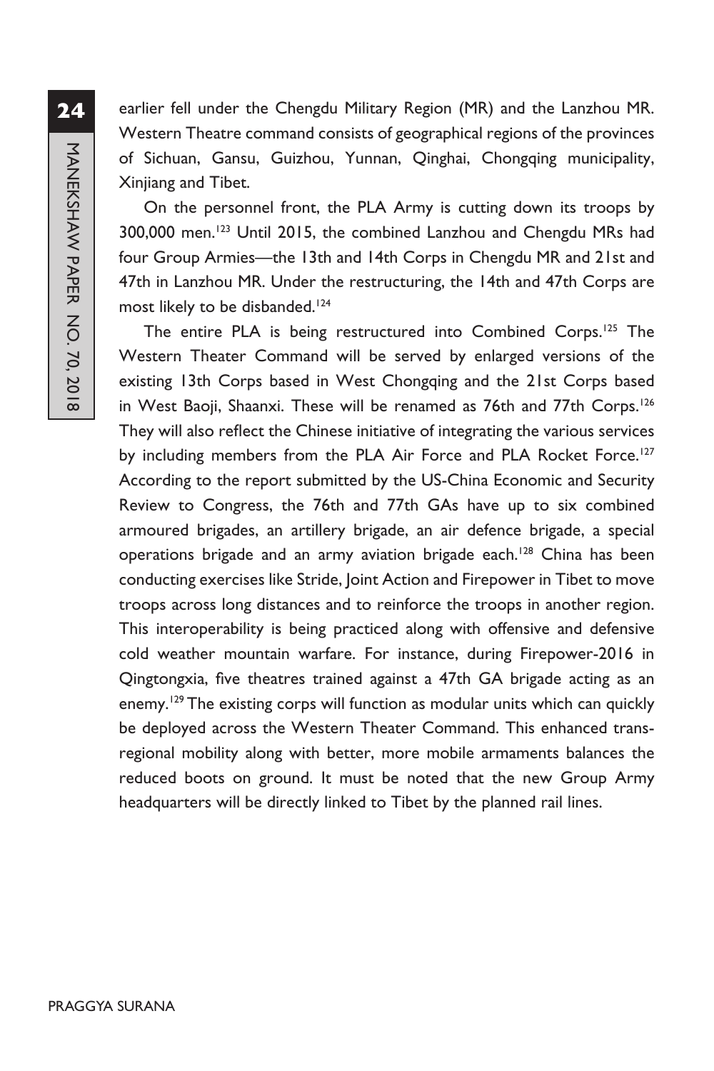earlier fell under the Chengdu Military Region (MR) and the Lanzhou MR. Western Theatre command consists of geographical regions of the provinces of Sichuan, Gansu, Guizhou, Yunnan, Qinghai, Chongqing municipality, Xinjiang and Tibet.

On the personnel front, the PLA Army is cutting down its troops by 300,000 men.[123] Until 2015, the combined Lanzhou and Chengdu MRs had four Group Armies—the 13th and 14th Corps in Chengdu MR and 21st and 47th in Lanzhou MR. Under the restructuring, the 14th and 47th Corps are most likely to be disbanded.[124]

The entire PLA is being restructured into Combined Corps.[125] The Western Theater Command will be served by enlarged versions of the existing 13th Corps based in West Chongqing and the 21st Corps based in West Baoji, Shaanxi. These will be renamed as 76th and 77th Corps.[126] They will also reflect the Chinese initiative of integrating the various services by including members from the PLA Air Force and PLA Rocket Force.[127] According to the report submitted by the US-China Economic and Security Review to Congress, the 76th and 77th GAs have up to six combined armoured brigades, an artillery brigade, an air defence brigade, a special operations brigade and an army aviation brigade each.[128] China has been conducting exercises like Stride, Joint Action and Firepower in Tibet to move troops across long distances and to reinforce the troops in another region. This interoperability is being practiced along with offensive and defensive cold weather mountain warfare. For instance, during Firepower-2016 in Qingtongxia, five theatres trained against a 47th GA brigade acting as an enemy.[129] The existing corps will function as modular units which can quickly be deployed across the Western Theater Command. This enhanced trans-regional mobility along with better, more mobile armaments balances the reduced boots on ground. It must be noted that the new Group Army headquarters will be directly linked to Tibet by the planned rail lines.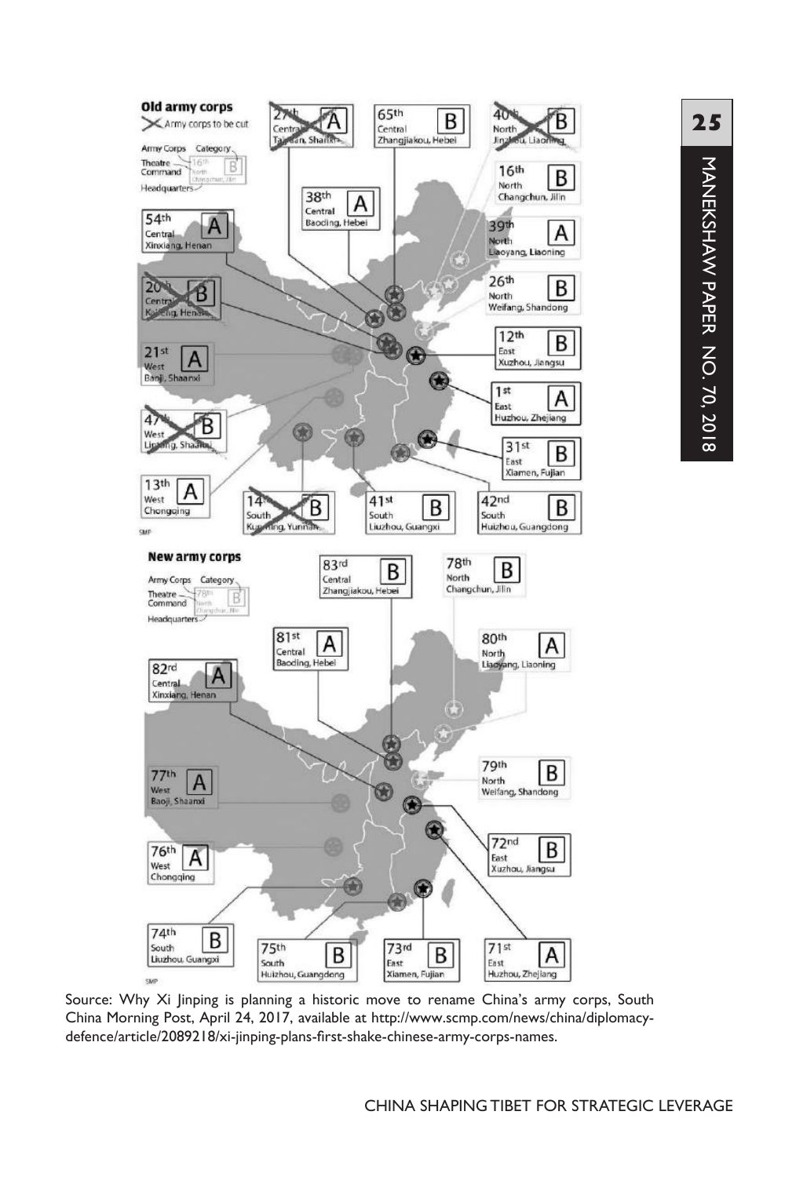Source: Why Xi Jinping is planning a historic move to rename China's army corps, South China Morning Post, April 24, 2017, available at http://www.scmp.com/news/china/diplomacy-defence/article/2089218/xi-jinping-plans-first-shake-chinese-army-corps-names.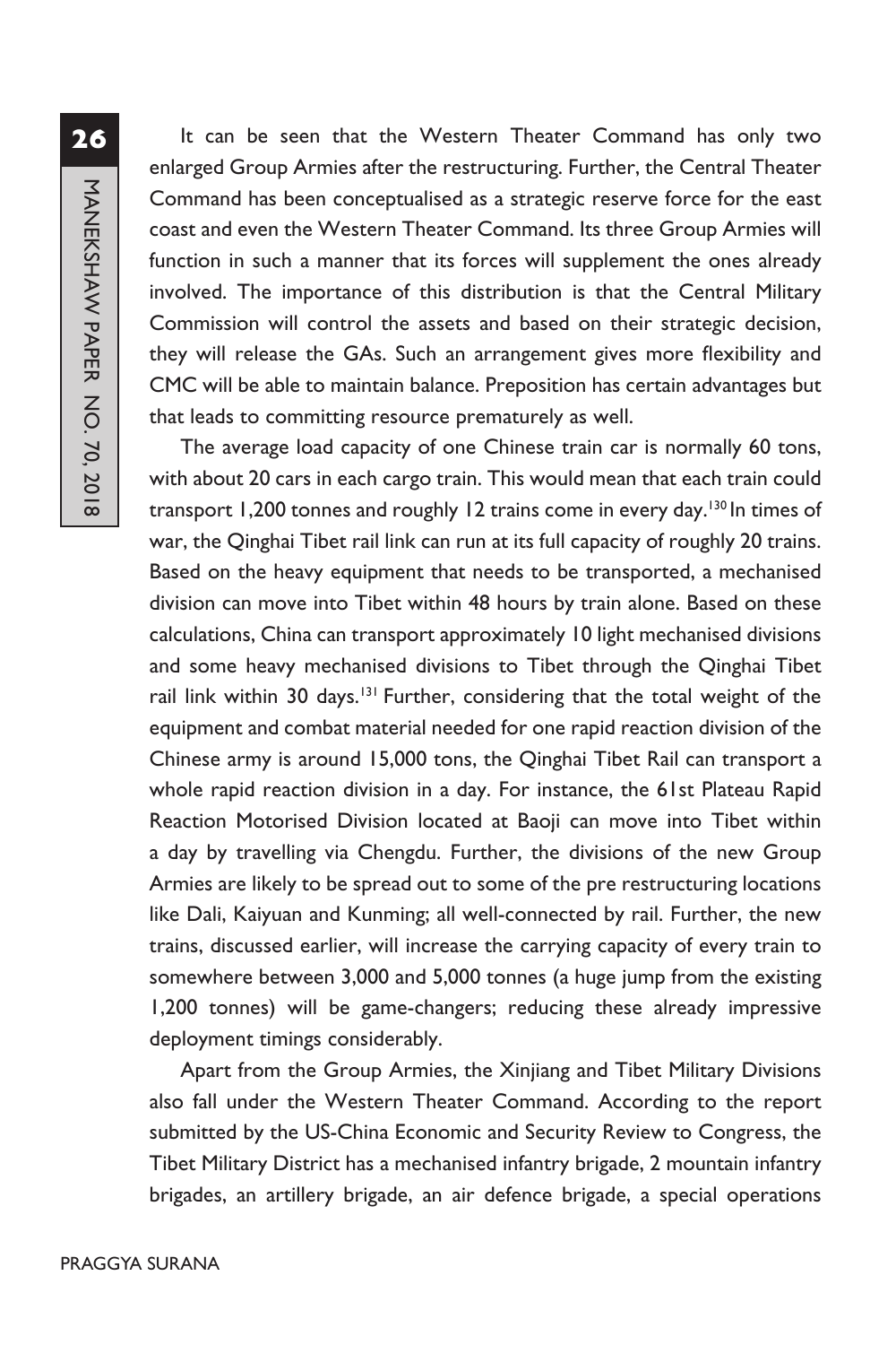It can be seen that the Western Theater Command has only two enlarged Group Armies after the restructuring. Further, the Central Theater Command has been conceptualised as a strategic reserve force for the east coast and even the Western Theater Command. Its three Group Armies will function in such a manner that its forces will supplement the ones already involved. The importance of this distribution is that the Central Military Commission will control the assets and based on their strategic decision, they will release the GAs. Such an arrangement gives more flexibility and CMC will be able to maintain balance. Preposition has certain advantages but that leads to committing resource prematurely as well.

The average load capacity of one Chinese train car is normally 60 tons, with about 20 cars in each cargo train. This would mean that each train could transport 1,200 tonnes and roughly 12 trains come in every day.[130] In times of war, the Qinghai Tibet rail link can run at its full capacity of roughly 20 trains. Based on the heavy equipment that needs to be transported, a mechanised division can move into Tibet within 48 hours by train alone. Based on these calculations, China can transport approximately 10 light mechanised divisions and some heavy mechanised divisions to Tibet through the Qinghai Tibet rail link within 30 days.[131] Further, considering that the total weight of the equipment and combat material needed for one rapid reaction division of the Chinese army is around 15,000 tons, the Qinghai Tibet Rail can transport a whole rapid reaction division in a day. For instance, the 61st Plateau Rapid Reaction Motorised Division located at Baoji can move into Tibet within a day by travelling via Chengdu. Further, the divisions of the new Group Armies are likely to be spread out to some of the pre restructuring locations like Dali, Kaiyuan and Kunming; all well-connected by rail. Further, the new trains, discussed earlier, will increase the carrying capacity of every train to somewhere between 3,000 and 5,000 tonnes (a huge jump from the existing 1,200 tonnes) will be game-changers; reducing these already impressive deployment timings considerably.

Apart from the Group Armies, the Xinjiang and Tibet Military Divisions also fall under the Western Theater Command. According to the report submitted by the US-China Economic and Security Review to Congress, the Tibet Military District has a mechanised infantry brigade, 2 mountain infantry brigades, an artillery brigade, an air defence brigade, a special operations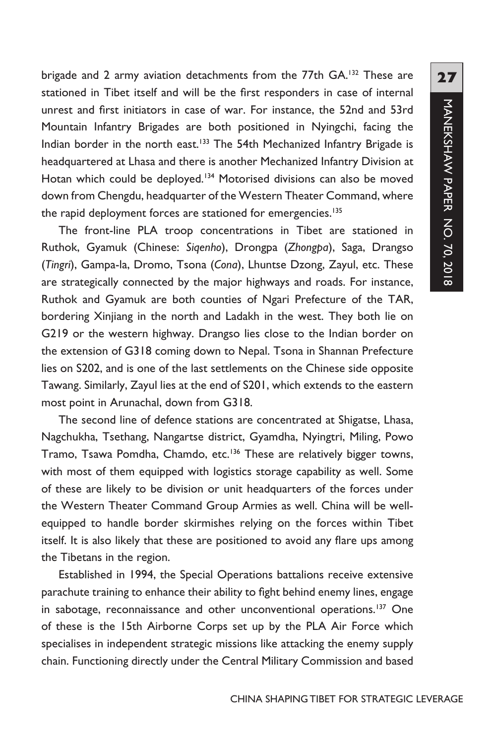brigade and 2 army aviation detachments from the 77th GA.[132] These are stationed in Tibet itself and will be the first responders in case of internal unrest and first initiators in case of war. For instance, the 52nd and 53rd Mountain Infantry Brigades are both positioned in Nyingchi, facing the Indian border in the north east.[133] The 54th Mechanized Infantry Brigade is headquartered at Lhasa and there is another Mechanized Infantry Division at Hotan which could be deployed.[134] Motorised divisions can also be moved down from Chengdu, headquarter of the Western Theater Command, where the rapid deployment forces are stationed for emergencies.[135]

The front-line PLA troop concentrations in Tibet are stationed in Ruthok, Gyamuk (Chinese: *Siqenho*), Drongpa (*Zhongpa*), Saga, Drangso (*Tingri*), Gampa-la, Dromo, Tsona (*Cona*), Lhuntse Dzong, Zayul, etc. These are strategically connected by the major highways and roads. For instance, Ruthok and Gyamuk are both counties of Ngari Prefecture of the TAR, bordering Xinjiang in the north and Ladakh in the west. They both lie on G219 or the western highway. Drangso lies close to the Indian border on the extension of G318 coming down to Nepal. Tsona in Shannan Prefecture lies on S202, and is one of the last settlements on the Chinese side opposite Tawang. Similarly, Zayul lies at the end of S201, which extends to the eastern most point in Arunachal, down from G318.

The second line of defence stations are concentrated at Shigatse, Lhasa, Nagchukha, Tsethang, Nangartse district, Gyamdha, Nyingtri, Miling, Powo Tramo, Tsawa Pomdha, Chamdo, etc.[136] These are relatively bigger towns, with most of them equipped with logistics storage capability as well. Some of these are likely to be division or unit headquarters of the forces under the Western Theater Command Group Armies as well. China will be well-equipped to handle border skirmishes relying on the forces within Tibet itself. It is also likely that these are positioned to avoid any flare ups among the Tibetans in the region.

Established in 1994, the Special Operations battalions receive extensive parachute training to enhance their ability to fight behind enemy lines, engage in sabotage, reconnaissance and other unconventional operations.[137] One of these is the 15th Airborne Corps set up by the PLA Air Force which specialises in independent strategic missions like attacking the enemy supply chain. Functioning directly under the Central Military Commission and based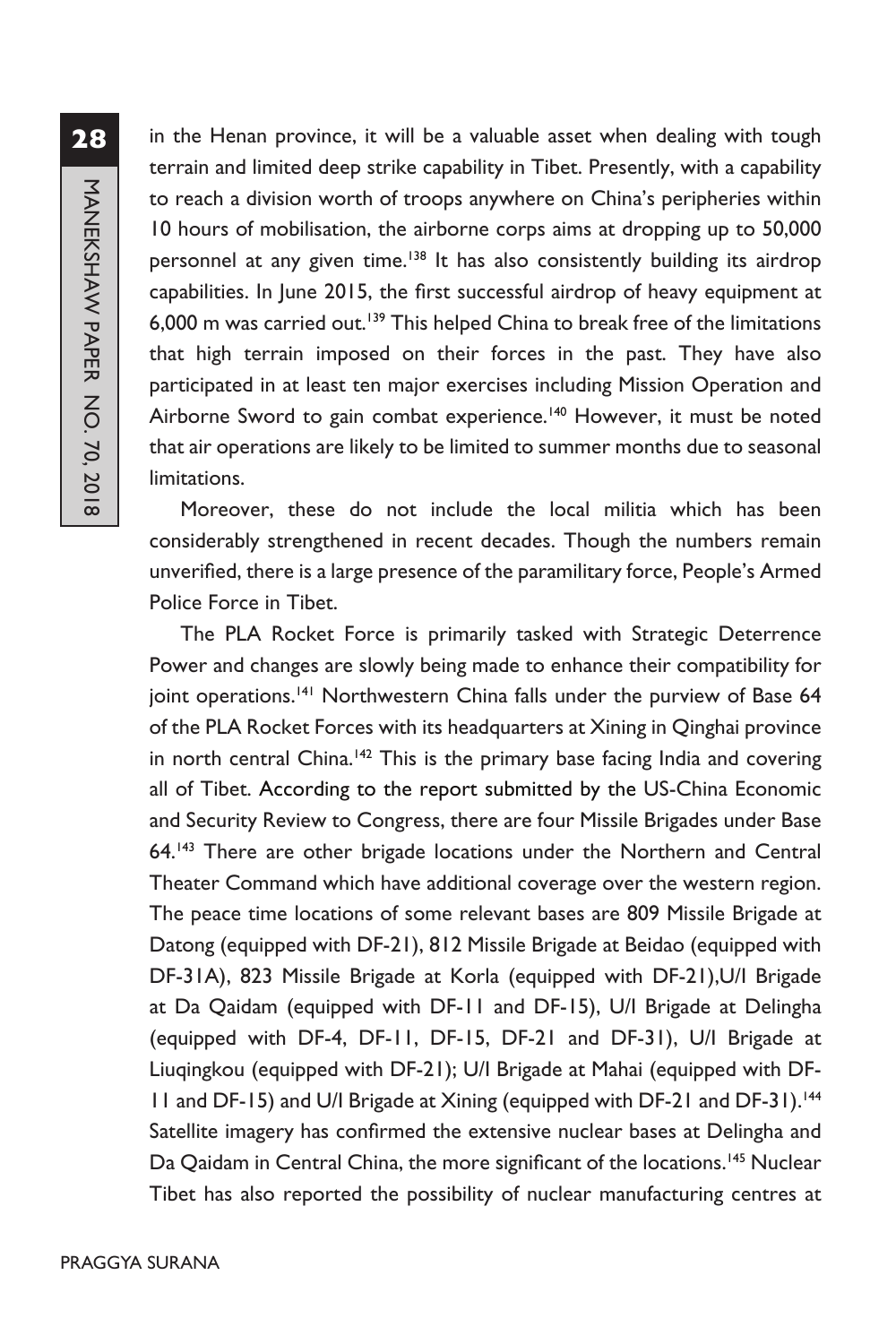in the Henan province, it will be a valuable asset when dealing with tough terrain and limited deep strike capability in Tibet. Presently, with a capability to reach a division worth of troops anywhere on China's peripheries within 10 hours of mobilisation, the airborne corps aims at dropping up to 50,000 personnel at any given time.[138] It has also consistently building its airdrop capabilities. In June 2015, the first successful airdrop of heavy equipment at 6,000 m was carried out.[139] This helped China to break free of the limitations that high terrain imposed on their forces in the past. They have also participated in at least ten major exercises including Mission Operation and Airborne Sword to gain combat experience.[140] However, it must be noted that air operations are likely to be limited to summer months due to seasonal limitations.

Moreover, these do not include the local militia which has been considerably strengthened in recent decades. Though the numbers remain unverified, there is a large presence of the paramilitary force, People's Armed Police Force in Tibet.

The PLA Rocket Force is primarily tasked with Strategic Deterrence Power and changes are slowly being made to enhance their compatibility for joint operations.[141] Northwestern China falls under the purview of Base 64 of the PLA Rocket Forces with its headquarters at Xining in Qinghai province in north central China.[142] This is the primary base facing India and covering all of Tibet. According to the report submitted by the US-China Economic and Security Review to Congress, there are four Missile Brigades under Base 64.[143] There are other brigade locations under the Northern and Central Theater Command which have additional coverage over the western region. The peace time locations of some relevant bases are 809 Missile Brigade at Datong (equipped with DF-21), 812 Missile Brigade at Beidao (equipped with DF-31A), 823 Missile Brigade at Korla (equipped with DF-21),U/I Brigade at Da Qaidam (equipped with DF-11 and DF-15), U/I Brigade at Delingha (equipped with DF-4, DF-11, DF-15, DF-21 and DF-31), U/I Brigade at Liuqingkou (equipped with DF-21); U/I Brigade at Mahai (equipped with DF-11 and DF-15) and U/I Brigade at Xining (equipped with DF-21 and DF-31).[144] Satellite imagery has confirmed the extensive nuclear bases at Delingha and Da Qaidam in Central China, the more significant of the locations.[145] Nuclear Tibet has also reported the possibility of nuclear manufacturing centres at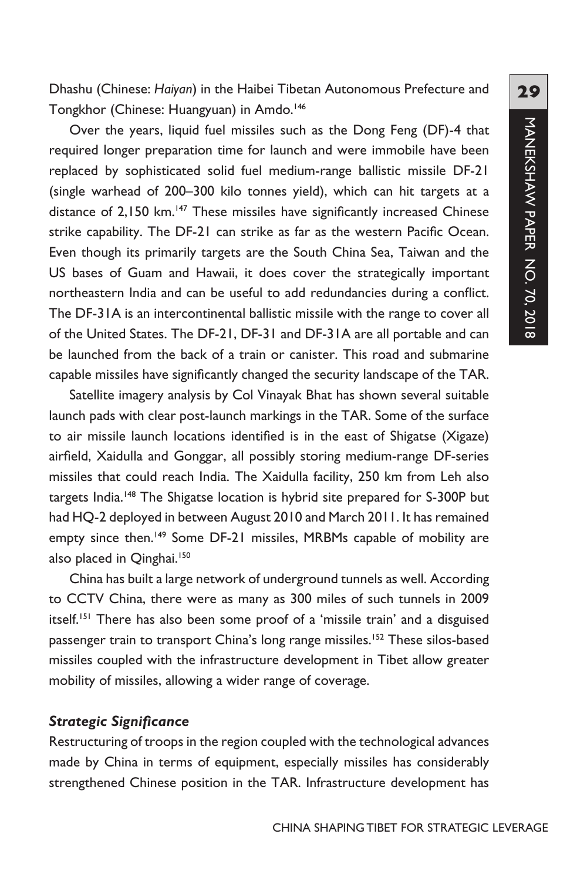Dhashu (Chinese: *Haiyan*) in the Haibei Tibetan Autonomous Prefecture and Tongkhor (Chinese: Huangyuan) in Amdo.[146]

Over the years, liquid fuel missiles such as the Dong Feng (DF)-4 that required longer preparation time for launch and were immobile have been replaced by sophisticated solid fuel medium-range ballistic missile DF-21 (single warhead of 200–300 kilo tonnes yield), which can hit targets at a distance of 2,150 km.[147] These missiles have significantly increased Chinese strike capability. The DF-21 can strike as far as the western Pacific Ocean. Even though its primarily targets are the South China Sea, Taiwan and the US bases of Guam and Hawaii, it does cover the strategically important northeastern India and can be useful to add redundancies during a conflict. The DF-31A is an intercontinental ballistic missile with the range to cover all of the United States. The DF-21, DF-31 and DF-31A are all portable and can be launched from the back of a train or canister. This road and submarine capable missiles have significantly changed the security landscape of the TAR.

Satellite imagery analysis by Col Vinayak Bhat has shown several suitable launch pads with clear post-launch markings in the TAR. Some of the surface to air missile launch locations identified is in the east of Shigatse (Xigaze) airfield, Xaidulla and Gonggar, all possibly storing medium-range DF-series missiles that could reach India. The Xaidulla facility, 250 km from Leh also targets India.[148] The Shigatse location is hybrid site prepared for S-300P but had HQ-2 deployed in between August 2010 and March 2011. It has remained empty since then.[149] Some DF-21 missiles, MRBMs capable of mobility are also placed in Qinghai.[150]

China has built a large network of underground tunnels as well. According to CCTV China, there were as many as 300 miles of such tunnels in 2009 itself.[151] There has also been some proof of a 'missile train' and a disguised passenger train to transport China's long range missiles.[152] These silos-based missiles coupled with the infrastructure development in Tibet allow greater mobility of missiles, allowing a wider range of coverage.

### *Strategic Significance*

Restructuring of troops in the region coupled with the technological advances made by China in terms of equipment, especially missiles has considerably strengthened Chinese position in the TAR. Infrastructure development has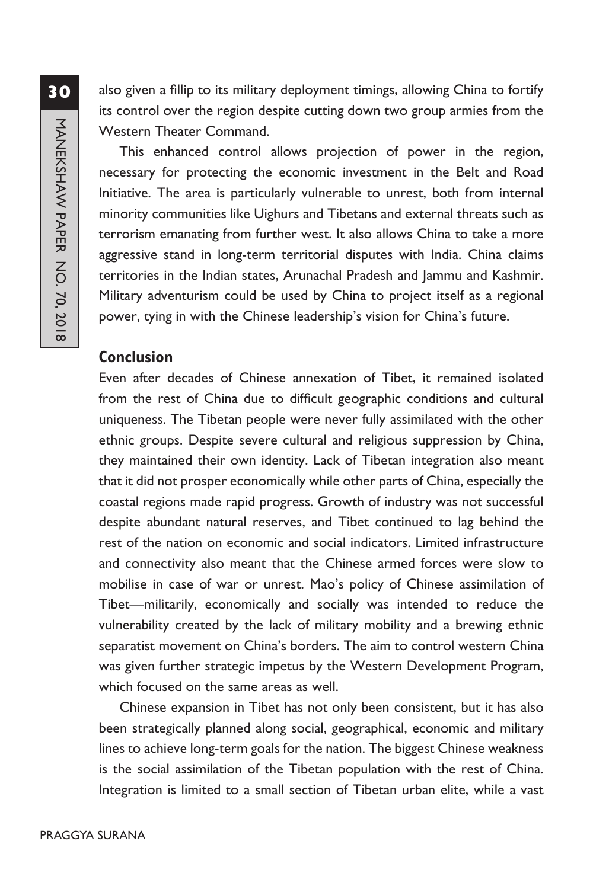also given a fillip to its military deployment timings, allowing China to fortify its control over the region despite cutting down two group armies from the Western Theater Command.

This enhanced control allows projection of power in the region, necessary for protecting the economic investment in the Belt and Road Initiative. The area is particularly vulnerable to unrest, both from internal minority communities like Uighurs and Tibetans and external threats such as terrorism emanating from further west. It also allows China to take a more aggressive stand in long-term territorial disputes with India. China claims territories in the Indian states, Arunachal Pradesh and Jammu and Kashmir. Military adventurism could be used by China to project itself as a regional power, tying in with the Chinese leadership's vision for China's future.

## Conclusion

Even after decades of Chinese annexation of Tibet, it remained isolated from the rest of China due to difficult geographic conditions and cultural uniqueness. The Tibetan people were never fully assimilated with the other ethnic groups. Despite severe cultural and religious suppression by China, they maintained their own identity. Lack of Tibetan integration also meant that it did not prosper economically while other parts of China, especially the coastal regions made rapid progress. Growth of industry was not successful despite abundant natural reserves, and Tibet continued to lag behind the rest of the nation on economic and social indicators. Limited infrastructure and connectivity also meant that the Chinese armed forces were slow to mobilise in case of war or unrest. Mao's policy of Chinese assimilation of Tibet—militarily, economically and socially was intended to reduce the vulnerability created by the lack of military mobility and a brewing ethnic separatist movement on China's borders. The aim to control western China was given further strategic impetus by the Western Development Program, which focused on the same areas as well.

Chinese expansion in Tibet has not only been consistent, but it has also been strategically planned along social, geographical, economic and military lines to achieve long-term goals for the nation. The biggest Chinese weakness is the social assimilation of the Tibetan population with the rest of China. Integration is limited to a small section of Tibetan urban elite, while a vast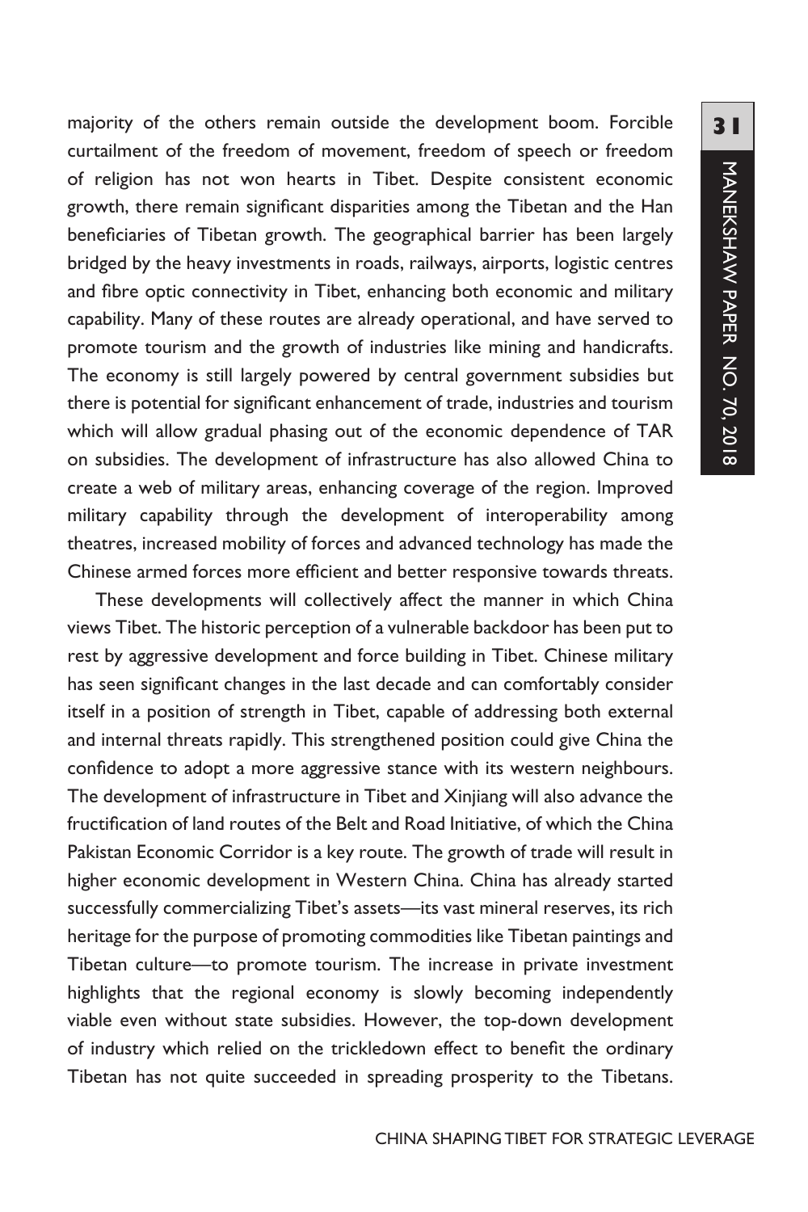majority of the others remain outside the development boom. Forcible curtailment of the freedom of movement, freedom of speech or freedom of religion has not won hearts in Tibet. Despite consistent economic growth, there remain significant disparities among the Tibetan and the Han beneficiaries of Tibetan growth. The geographical barrier has been largely bridged by the heavy investments in roads, railways, airports, logistic centres and fibre optic connectivity in Tibet, enhancing both economic and military capability. Many of these routes are already operational, and have served to promote tourism and the growth of industries like mining and handicrafts. The economy is still largely powered by central government subsidies but there is potential for significant enhancement of trade, industries and tourism which will allow gradual phasing out of the economic dependence of TAR on subsidies. The development of infrastructure has also allowed China to create a web of military areas, enhancing coverage of the region. Improved military capability through the development of interoperability among theatres, increased mobility of forces and advanced technology has made the Chinese armed forces more efficient and better responsive towards threats.

These developments will collectively affect the manner in which China views Tibet. The historic perception of a vulnerable backdoor has been put to rest by aggressive development and force building in Tibet. Chinese military has seen significant changes in the last decade and can comfortably consider itself in a position of strength in Tibet, capable of addressing both external and internal threats rapidly. This strengthened position could give China the confidence to adopt a more aggressive stance with its western neighbours. The development of infrastructure in Tibet and Xinjiang will also advance the fructification of land routes of the Belt and Road Initiative, of which the China Pakistan Economic Corridor is a key route. The growth of trade will result in higher economic development in Western China. China has already started successfully commercializing Tibet's assets—its vast mineral reserves, its rich heritage for the purpose of promoting commodities like Tibetan paintings and Tibetan culture—to promote tourism. The increase in private investment highlights that the regional economy is slowly becoming independently viable even without state subsidies. However, the top-down development of industry which relied on the trickledown effect to benefit the ordinary Tibetan has not quite succeeded in spreading prosperity to the Tibetans.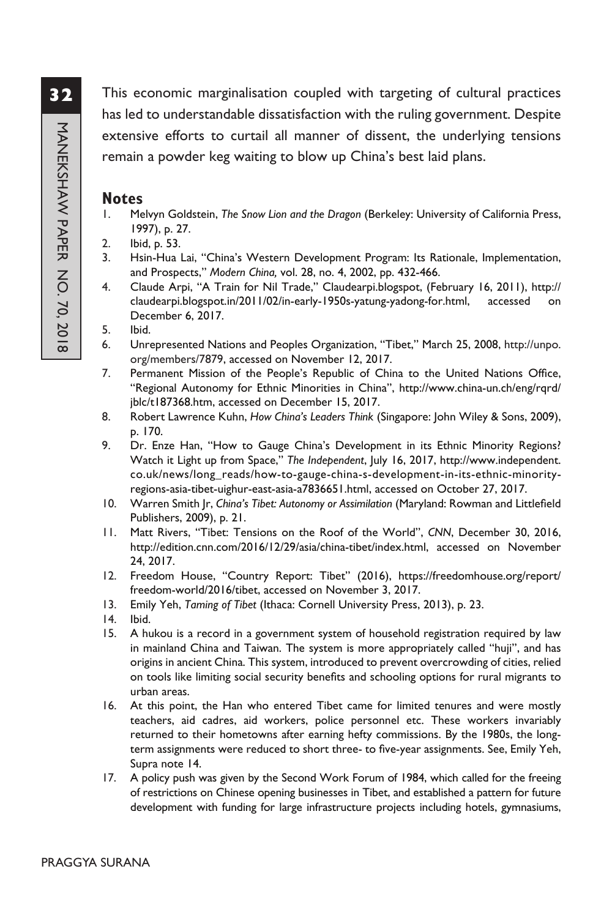This economic marginalisation coupled with targeting of cultural practices has led to understandable dissatisfaction with the ruling government. Despite extensive efforts to curtail all manner of dissent, the underlying tensions remain a powder keg waiting to blow up China's best laid plans.

## Notes

1. Melvyn Goldstein, *The Snow Lion and the Dragon* (Berkeley: University of California Press, 1997), p. 27.
2. Ibid, p. 53.
3. Hsin-Hua Lai, "China's Western Development Program: Its Rationale, Implementation, and Prospects," *Modern China,* vol. 28, no. 4, 2002, pp. 432-466.
4. Claude Arpi, "A Train for Nil Trade," Claudearpi.blogspot, (February 16, 2011), http://claudearpi.blogspot.in/2011/02/in-early-1950s-yatung-yadong-for.html, accessed on December 6, 2017.
5. Ibid.
6. Unrepresented Nations and Peoples Organization, "Tibet," March 25, 2008, http://unpo.org/members/7879, accessed on November 12, 2017.
7. Permanent Mission of the People's Republic of China to the United Nations Office, "Regional Autonomy for Ethnic Minorities in China", http://www.china-un.ch/eng/rqrd/jblc/t187368.htm, accessed on December 15, 2017.
8. Robert Lawrence Kuhn, *How China's Leaders Think* (Singapore: John Wiley & Sons, 2009), p. 170.
9. Dr. Enze Han, "How to Gauge China's Development in its Ethnic Minority Regions? Watch it Light up from Space," *The Independent*, July 16, 2017, http://www.independent.co.uk/news/long_reads/how-to-gauge-china-s-development-in-its-ethnic-minority-regions-asia-tibet-uighur-east-asia-a7836651.html, accessed on October 27, 2017.
10. Warren Smith Jr, *China's Tibet: Autonomy or Assimilation* (Maryland: Rowman and Littlefield Publishers, 2009), p. 21.
11. Matt Rivers, "Tibet: Tensions on the Roof of the World", *CNN*, December 30, 2016, http://edition.cnn.com/2016/12/29/asia/china-tibet/index.html, accessed on November 24, 2017.
12. Freedom House, "Country Report: Tibet" (2016), https://freedomhouse.org/report/freedom-world/2016/tibet, accessed on November 3, 2017.
13. Emily Yeh, *Taming of Tibet* (Ithaca: Cornell University Press, 2013), p. 23.
14. Ibid.
15. A hukou is a record in a government system of household registration required by law in mainland China and Taiwan. The system is more appropriately called "huji", and has origins in ancient China. This system, introduced to prevent overcrowding of cities, relied on tools like limiting social security benefits and schooling options for rural migrants to urban areas.
16. At this point, the Han who entered Tibet came for limited tenures and were mostly teachers, aid cadres, aid workers, police personnel etc. These workers invariably returned to their hometowns after earning hefty commissions. By the 1980s, the long-term assignments were reduced to short three- to five-year assignments. See, Emily Yeh, Supra note 14.
17. A policy push was given by the Second Work Forum of 1984, which called for the freeing of restrictions on Chinese opening businesses in Tibet, and established a pattern for future development with funding for large infrastructure projects including hotels, gymnasiums,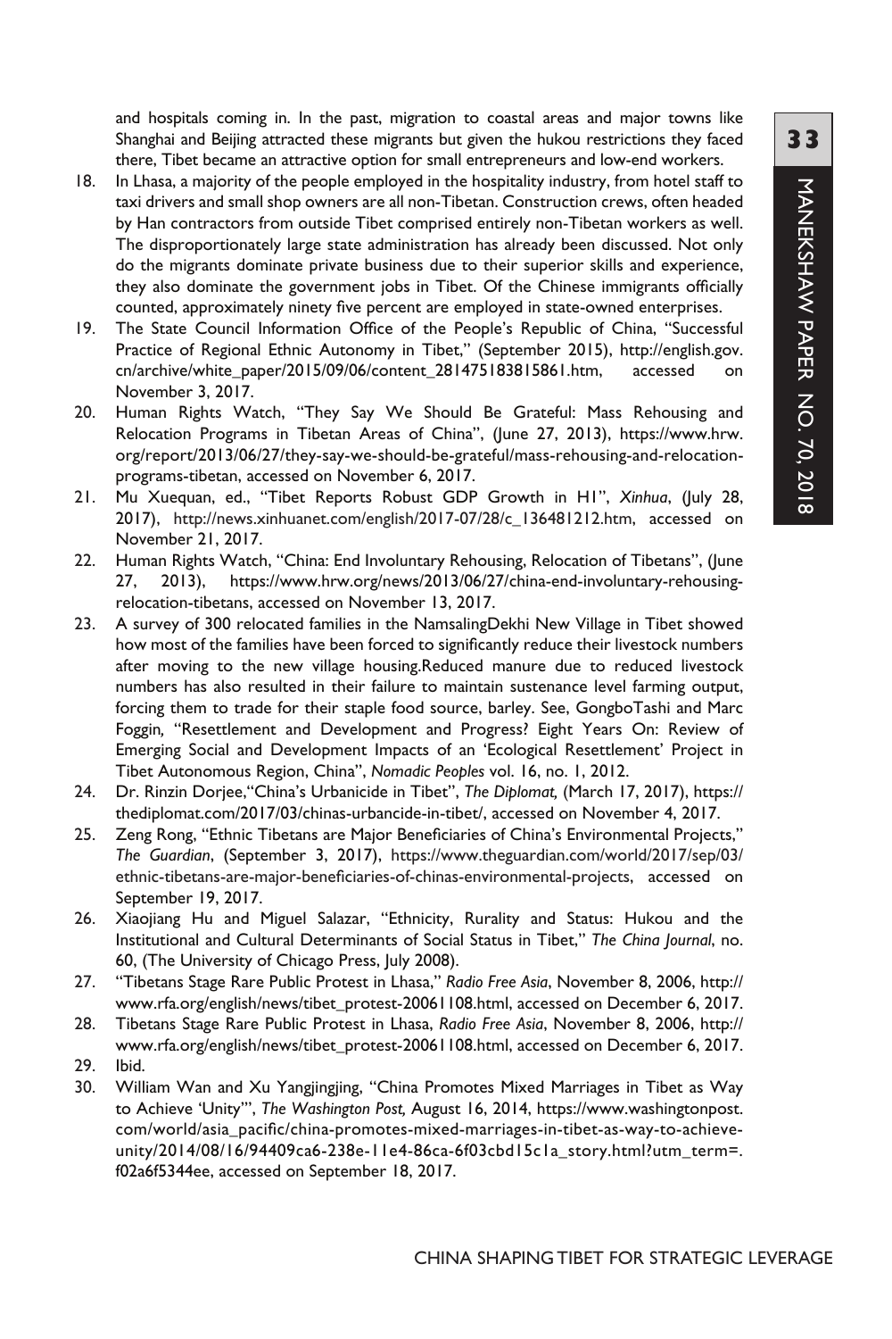and hospitals coming in. In the past, migration to coastal areas and major towns like Shanghai and Beijing attracted these migrants but given the hukou restrictions they faced there, Tibet became an attractive option for small entrepreneurs and low-end workers.

18. In Lhasa, a majority of the people employed in the hospitality industry, from hotel staff to taxi drivers and small shop owners are all non-Tibetan. Construction crews, often headed by Han contractors from outside Tibet comprised entirely non-Tibetan workers as well. The disproportionately large state administration has already been discussed. Not only do the migrants dominate private business due to their superior skills and experience, they also dominate the government jobs in Tibet. Of the Chinese immigrants officially counted, approximately ninety five percent are employed in state-owned enterprises.
19. The State Council Information Office of the People's Republic of China, "Successful Practice of Regional Ethnic Autonomy in Tibet," (September 2015), http://english.gov.cn/archive/white_paper/2015/09/06/content_281475183815861.htm, accessed on November 3, 2017.
20. Human Rights Watch, "They Say We Should Be Grateful: Mass Rehousing and Relocation Programs in Tibetan Areas of China", (June 27, 2013), https://www.hrw.org/report/2013/06/27/they-say-we-should-be-grateful/mass-rehousing-and-relocation-programs-tibetan, accessed on November 6, 2017.
21. Mu Xuequan, ed., "Tibet Reports Robust GDP Growth in H1", *Xinhua*, (July 28, 2017), http://news.xinhuanet.com/english/2017-07/28/c_136481212.htm, accessed on November 21, 2017.
22. Human Rights Watch, "China: End Involuntary Rehousing, Relocation of Tibetans", (June 27, 2013), https://www.hrw.org/news/2013/06/27/china-end-involuntary-rehousing-relocation-tibetans, accessed on November 13, 2017.
23. A survey of 300 relocated families in the NamsalingDekhi New Village in Tibet showed how most of the families have been forced to significantly reduce their livestock numbers after moving to the new village housing.Reduced manure due to reduced livestock numbers has also resulted in their failure to maintain sustenance level farming output, forcing them to trade for their staple food source, barley. See, GongboTashi and Marc Foggin, "Resettlement and Development and Progress? Eight Years On: Review of Emerging Social and Development Impacts of an 'Ecological Resettlement' Project in Tibet Autonomous Region, China", *Nomadic Peoples* vol. 16, no. 1, 2012.
24. Dr. Rinzin Dorjee,"China's Urbanicide in Tibet", *The Diplomat,* (March 17, 2017), https://thediplomat.com/2017/03/chinas-urbancide-in-tibet/, accessed on November 4, 2017.
25. Zeng Rong, "Ethnic Tibetans are Major Beneficiaries of China's Environmental Projects," *The Guardian*, (September 3, 2017), https://www.theguardian.com/world/2017/sep/03/ethnic-tibetans-are-major-beneficiaries-of-chinas-environmental-projects, accessed on September 19, 2017.
26. Xiaojiang Hu and Miguel Salazar, "Ethnicity, Rurality and Status: Hukou and the Institutional and Cultural Determinants of Social Status in Tibet," *The China Journal*, no. 60, (The University of Chicago Press, July 2008).
27. "Tibetans Stage Rare Public Protest in Lhasa," *Radio Free Asia*, November 8, 2006, http://www.rfa.org/english/news/tibet_protest-20061108.html, accessed on December 6, 2017.
28. Tibetans Stage Rare Public Protest in Lhasa, *Radio Free Asia*, November 8, 2006, http://www.rfa.org/english/news/tibet_protest-20061108.html, accessed on December 6, 2017.
29. Ibid.
30. William Wan and Xu Yangjingjing, "China Promotes Mixed Marriages in Tibet as Way to Achieve 'Unity'", *The Washington Post,* August 16, 2014, https://www.washingtonpost.com/world/asia_pacific/china-promotes-mixed-marriages-in-tibet-as-way-to-achieve-unity/2014/08/16/94409ca6-238e-11e4-86ca-6f03cbd15c1a_story.html?utm_term=.f02a6f5344ee, accessed on September 18, 2017.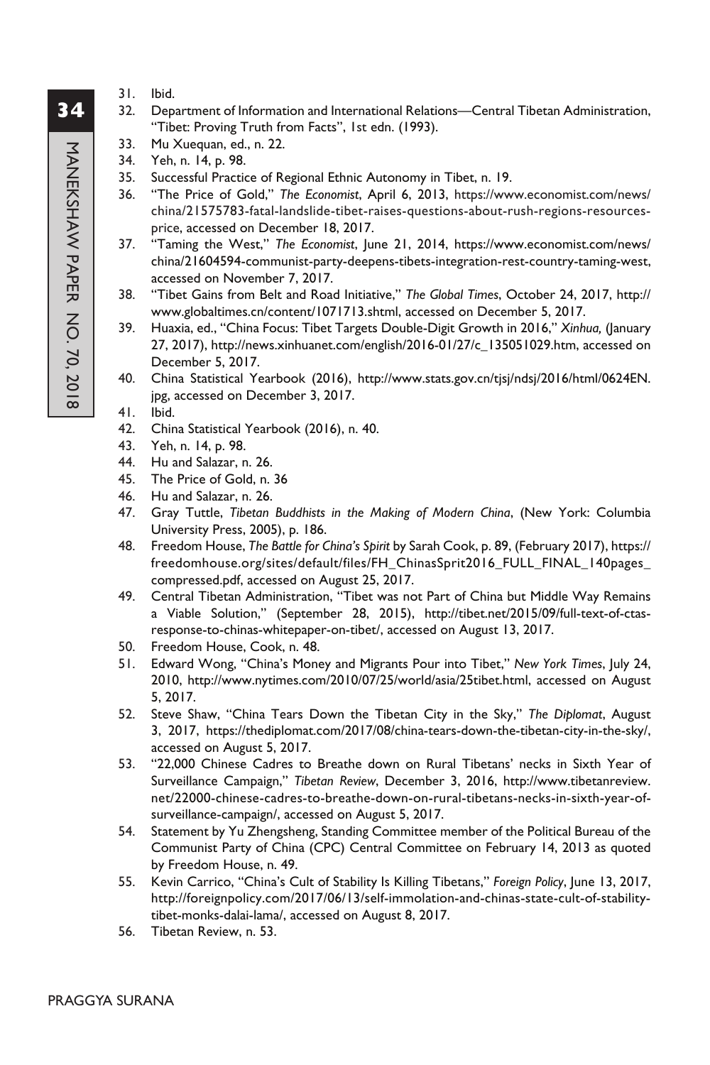31. Ibid.
32. Department of Information and International Relations—Central Tibetan Administration, "Tibet: Proving Truth from Facts", 1st edn. (1993).
33. Mu Xuequan, ed., n. 22.
34. Yeh, n. 14, p. 98.
35. Successful Practice of Regional Ethnic Autonomy in Tibet, n. 19.
36. "The Price of Gold," *The Economist*, April 6, 2013, https://www.economist.com/news/china/21575783-fatal-landslide-tibet-raises-questions-about-rush-regions-resources-price, accessed on December 18, 2017.
37. "Taming the West," *The Economist*, June 21, 2014, https://www.economist.com/news/china/21604594-communist-party-deepens-tibets-integration-rest-country-taming-west, accessed on November 7, 2017.
38. "Tibet Gains from Belt and Road Initiative," *The Global Times*, October 24, 2017, http://www.globaltimes.cn/content/1071713.shtml, accessed on December 5, 2017.
39. Huaxia, ed., "China Focus: Tibet Targets Double-Digit Growth in 2016," *Xinhua,* (January 27, 2017), http://news.xinhuanet.com/english/2016-01/27/c_135051029.htm, accessed on December 5, 2017.
40. China Statistical Yearbook (2016), http://www.stats.gov.cn/tjsj/ndsj/2016/html/0624EN.jpg, accessed on December 3, 2017.
41. Ibid.
42. China Statistical Yearbook (2016), n. 40.
43. Yeh, n. 14, p. 98.
44. Hu and Salazar, n. 26.
45. The Price of Gold, n. 36
46. Hu and Salazar, n. 26.
47. Gray Tuttle, *Tibetan Buddhists in the Making of Modern China*, (New York: Columbia University Press, 2005), p. 186.
48. Freedom House, *The Battle for China's Spirit* by Sarah Cook, p. 89, (February 2017), https://freedomhouse.org/sites/default/files/FH_ChinasSprit2016_FULL_FINAL_140pages_compressed.pdf, accessed on August 25, 2017.
49. Central Tibetan Administration, "Tibet was not Part of China but Middle Way Remains a Viable Solution," (September 28, 2015), http://tibet.net/2015/09/full-text-of-ctas-response-to-chinas-whitepaper-on-tibet/, accessed on August 13, 2017.
50. Freedom House, Cook, n. 48.
51. Edward Wong, "China's Money and Migrants Pour into Tibet," *New York Times*, July 24, 2010, http://www.nytimes.com/2010/07/25/world/asia/25tibet.html, accessed on August 5, 2017.
52. Steve Shaw, "China Tears Down the Tibetan City in the Sky," *The Diplomat*, August 3, 2017, https://thediplomat.com/2017/08/china-tears-down-the-tibetan-city-in-the-sky/, accessed on August 5, 2017.
53. "22,000 Chinese Cadres to Breathe down on Rural Tibetans' necks in Sixth Year of Surveillance Campaign," *Tibetan Review*, December 3, 2016, http://www.tibetanreview.net/22000-chinese-cadres-to-breathe-down-on-rural-tibetans-necks-in-sixth-year-of-surveillance-campaign/, accessed on August 5, 2017.
54. Statement by Yu Zhengsheng, Standing Committee member of the Political Bureau of the Communist Party of China (CPC) Central Committee on February 14, 2013 as quoted by Freedom House, n. 49.
55. Kevin Carrico, "China's Cult of Stability Is Killing Tibetans," *Foreign Policy*, June 13, 2017, http://foreignpolicy.com/2017/06/13/self-immolation-and-chinas-state-cult-of-stability-tibet-monks-dalai-lama/, accessed on August 8, 2017.
56. Tibetan Review, n. 53.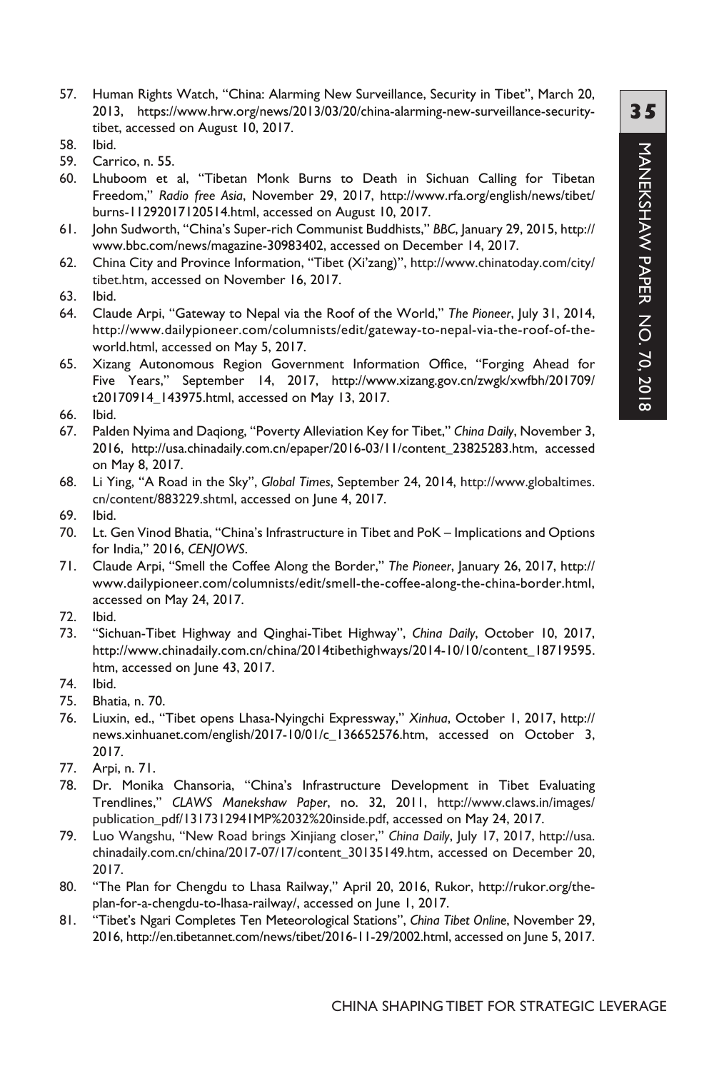57. Human Rights Watch, "China: Alarming New Surveillance, Security in Tibet", March 20, 2013, https://www.hrw.org/news/2013/03/20/china-alarming-new-surveillance-security-tibet, accessed on August 10, 2017.
58. Ibid.
59. Carrico, n. 55.
60. Lhuboom et al, "Tibetan Monk Burns to Death in Sichuan Calling for Tibetan Freedom," *Radio free Asia*, November 29, 2017, http://www.rfa.org/english/news/tibet/burns-11292017120514.html, accessed on August 10, 2017.
61. John Sudworth, "China's Super-rich Communist Buddhists," *BBC*, January 29, 2015, http://www.bbc.com/news/magazine-30983402, accessed on December 14, 2017.
62. China City and Province Information, "Tibet (Xi'zang)", http://www.chinatoday.com/city/tibet.htm, accessed on November 16, 2017.
63. Ibid.
64. Claude Arpi, "Gateway to Nepal via the Roof of the World," *The Pioneer*, July 31, 2014, http://www.dailypioneer.com/columnists/edit/gateway-to-nepal-via-the-roof-of-the-world.html, accessed on May 5, 2017.
65. Xizang Autonomous Region Government Information Office, "Forging Ahead for Five Years," September 14, 2017, http://www.xizang.gov.cn/zwgk/xwfbh/201709/t20170914_143975.html, accessed on May 13, 2017.
66. Ibid.
67. Palden Nyima and Daqiong, "Poverty Alleviation Key for Tibet," *China Daily*, November 3, 2016, http://usa.chinadaily.com.cn/epaper/2016-03/11/content_23825283.htm, accessed on May 8, 2017.
68. Li Ying, "A Road in the Sky", *Global Times*, September 24, 2014, http://www.globaltimes.cn/content/883229.shtml, accessed on June 4, 2017.
69. Ibid.
70. Lt. Gen Vinod Bhatia, "China's Infrastructure in Tibet and PoK – Implications and Options for India," 2016, *CENJOWS*.
71. Claude Arpi, "Smell the Coffee Along the Border," *The Pioneer*, January 26, 2017, http://www.dailypioneer.com/columnists/edit/smell-the-coffee-along-the-china-border.html, accessed on May 24, 2017.
72. Ibid.
73. "Sichuan-Tibet Highway and Qinghai-Tibet Highway", *China Daily*, October 10, 2017, http://www.chinadaily.com.cn/china/2014tibethighways/2014-10/10/content_18719595.htm, accessed on June 43, 2017.
74. Ibid.
75. Bhatia, n. 70.
76. Liuxin, ed., "Tibet opens Lhasa-Nyingchi Expressway," *Xinhua*, October 1, 2017, http://news.xinhuanet.com/english/2017-10/01/c_136652576.htm, accessed on October 3, 2017.
77. Arpi, n. 71.
78. Dr. Monika Chansoria, "China's Infrastructure Development in Tibet Evaluating Trendlines," *CLAWS Manekshaw Paper*, no. 32, 2011, http://www.claws.in/images/publication_pdf/1317312941MP%2032%20inside.pdf, accessed on May 24, 2017.
79. Luo Wangshu, "New Road brings Xinjiang closer," *China Daily*, July 17, 2017, http://usa.chinadaily.com.cn/china/2017-07/17/content_30135149.htm, accessed on December 20, 2017.
80. "The Plan for Chengdu to Lhasa Railway," April 20, 2016, Rukor, http://rukor.org/the-plan-for-a-chengdu-to-lhasa-railway/, accessed on June 1, 2017.
81. "Tibet's Ngari Completes Ten Meteorological Stations", *China Tibet Online*, November 29, 2016, http://en.tibetannet.com/news/tibet/2016-11-29/2002.html, accessed on June 5, 2017.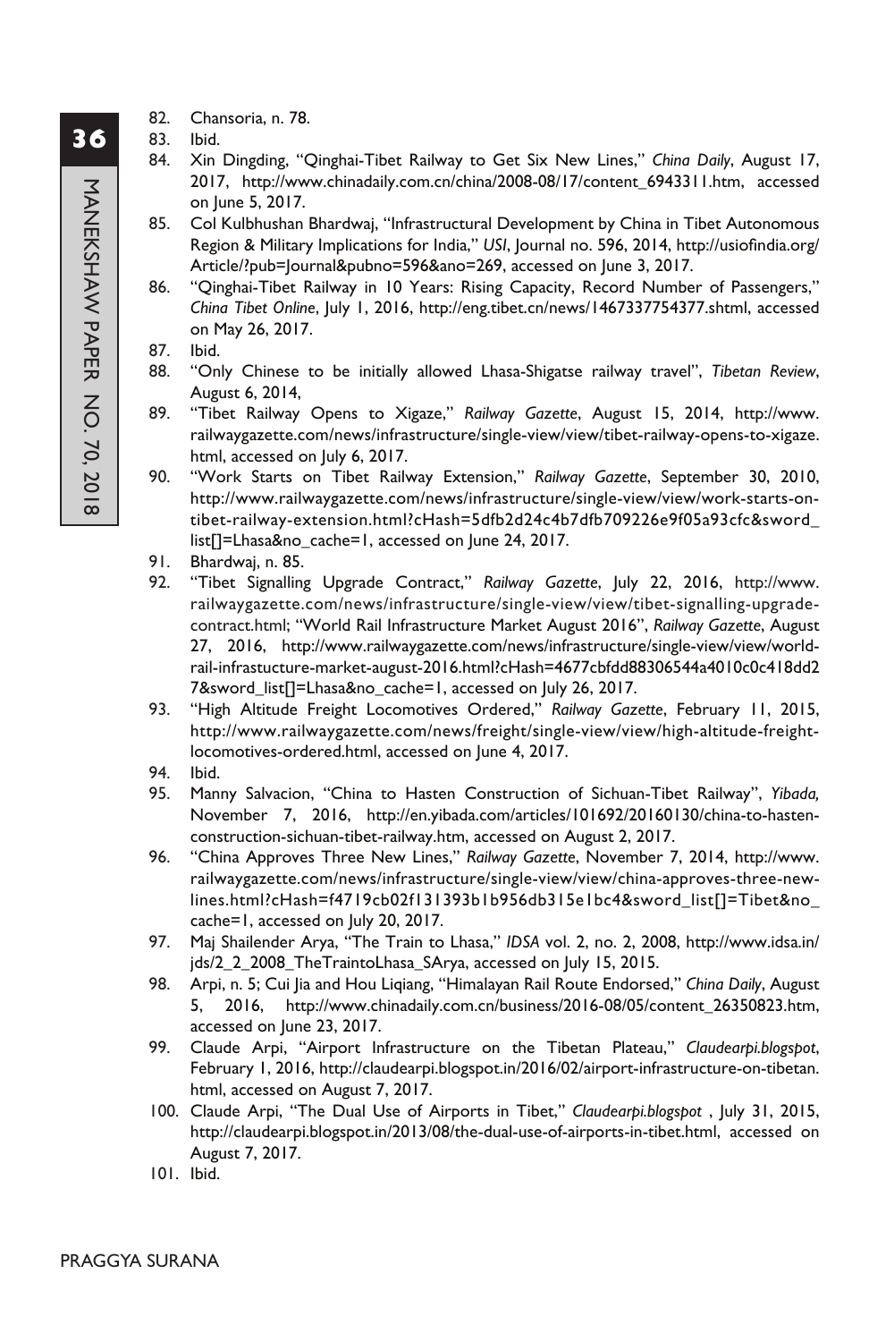82. Chansoria, n. 78.
83. Ibid.
84. Xin Dingding, "Qinghai-Tibet Railway to Get Six New Lines," *China Daily*, August 17, 2017, http://www.chinadaily.com.cn/china/2008-08/17/content_6943311.htm, accessed on June 5, 2017.
85. Col Kulbhushan Bhardwaj, "Infrastructural Development by China in Tibet Autonomous Region & Military Implications for India," *USI*, Journal no. 596, 2014, http://usiofindia.org/Article/?pub=Journal&pubno=596&ano=269, accessed on June 3, 2017.
86. "Qinghai-Tibet Railway in 10 Years: Rising Capacity, Record Number of Passengers," *China Tibet Online*, July 1, 2016, http://eng.tibet.cn/news/1467337754377.shtml, accessed on May 26, 2017.
87. Ibid.
88. "Only Chinese to be initially allowed Lhasa-Shigatse railway travel", *Tibetan Review*, August 6, 2014,
89. "Tibet Railway Opens to Xigaze," *Railway Gazette*, August 15, 2014, http://www.railwaygazette.com/news/infrastructure/single-view/view/tibet-railway-opens-to-xigaze.html, accessed on July 6, 2017.
90. "Work Starts on Tibet Railway Extension," *Railway Gazette*, September 30, 2010, http://www.railwaygazette.com/news/infrastructure/single-view/view/work-starts-on-tibet-railway-extension.html?cHash=5dfb2d24c4b7dfb709226e9f05a93cfc&sword_list[]=Lhasa&no_cache=1, accessed on June 24, 2017.
91. Bhardwaj, n. 85.
92. "Tibet Signalling Upgrade Contract," *Railway Gazette*, July 22, 2016, http://www.railwaygazette.com/news/infrastructure/single-view/view/tibet-signalling-upgrade-contract.html; "World Rail Infrastructure Market August 2016", *Railway Gazette*, August 27, 2016, http://www.railwaygazette.com/news/infrastructure/single-view/view/world-rail-infrastucture-market-august-2016.html?cHash=4677cbfdd88306544a4010c0c418dd27&sword_list[]=Lhasa&no_cache=1, accessed on July 26, 2017.
93. "High Altitude Freight Locomotives Ordered," *Railway Gazette*, February 11, 2015, http://www.railwaygazette.com/news/freight/single-view/view/high-altitude-freight-locomotives-ordered.html, accessed on June 4, 2017.
94. Ibid.
95. Manny Salvacion, "China to Hasten Construction of Sichuan-Tibet Railway", *Yibada,* November 7, 2016, http://en.yibada.com/articles/101692/20160130/china-to-hasten-construction-sichuan-tibet-railway.htm, accessed on August 2, 2017.
96. "China Approves Three New Lines," *Railway Gazette*, November 7, 2014, http://www.railwaygazette.com/news/infrastructure/single-view/view/china-approves-three-new-lines.html?cHash=f4719cb02f131393b1b956db315e1bc4&sword_list[]=Tibet&no_cache=1, accessed on July 20, 2017.
97. Maj Shailender Arya, "The Train to Lhasa," *IDSA* vol. 2, no. 2, 2008, http://www.idsa.in/jds/2_2_2008_TheTraintoLhasa_SArya, accessed on July 15, 2015.
98. Arpi, n. 5; Cui Jia and Hou Liqiang, "Himalayan Rail Route Endorsed," *China Daily*, August 5, 2016, http://www.chinadaily.com.cn/business/2016-08/05/content_26350823.htm, accessed on June 23, 2017.
99. Claude Arpi, "Airport Infrastructure on the Tibetan Plateau," *Claudearpi.blogspot*, February 1, 2016, http://claudearpi.blogspot.in/2016/02/airport-infrastructure-on-tibetan.html, accessed on August 7, 2017.
100. Claude Arpi, "The Dual Use of Airports in Tibet," *Claudearpi.blogspot* , July 31, 2015, http://claudearpi.blogspot.in/2013/08/the-dual-use-of-airports-in-tibet.html, accessed on August 7, 2017.
101. Ibid.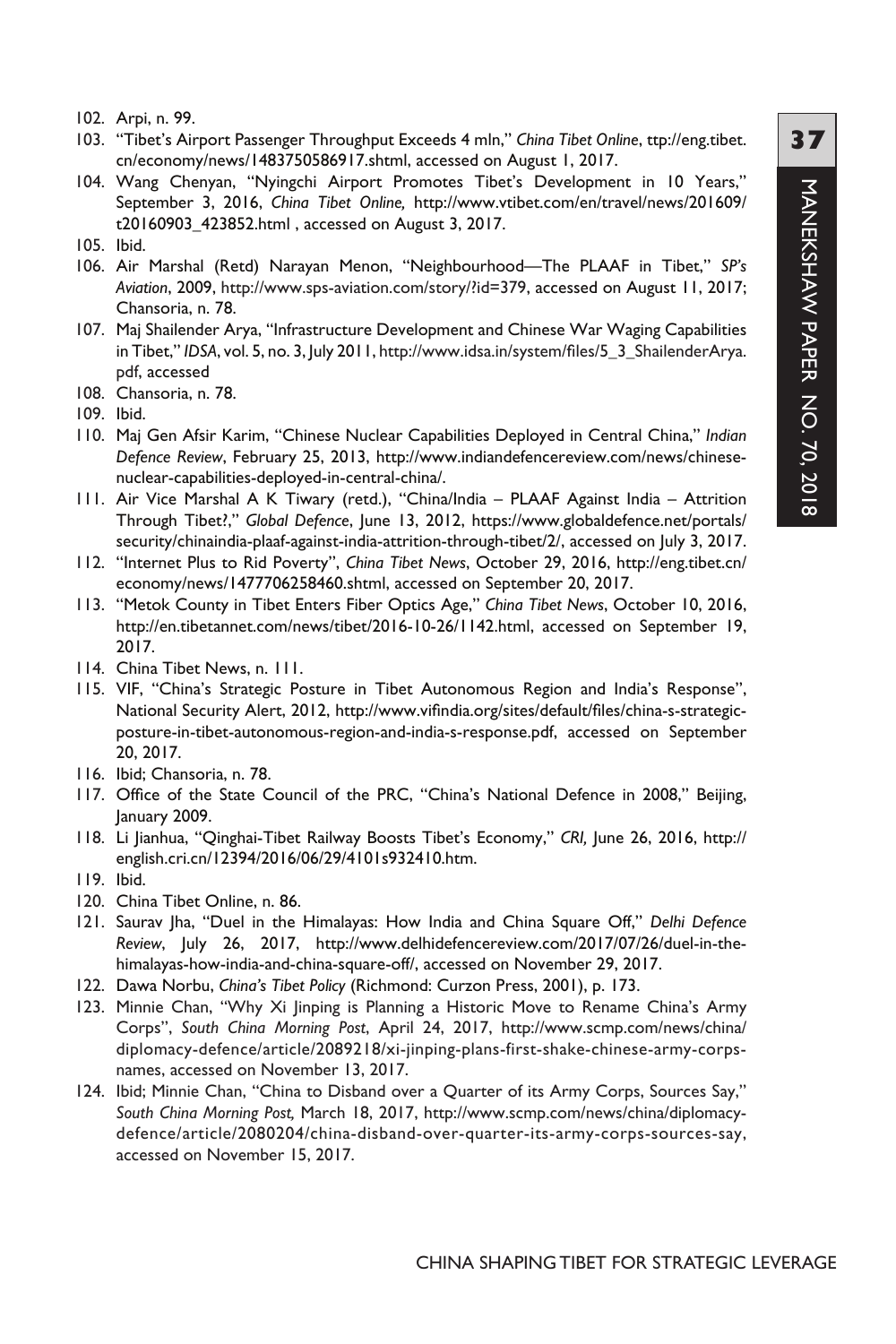102. Arpi, n. 99.
103. "Tibet's Airport Passenger Throughput Exceeds 4 mln," *China Tibet Online*, ttp://eng.tibet.cn/economy/news/1483750586917.shtml, accessed on August 1, 2017.
104. Wang Chenyan, "Nyingchi Airport Promotes Tibet's Development in 10 Years," September 3, 2016, *China Tibet Online,* http://www.vtibet.com/en/travel/news/201609/t20160903_423852.html , accessed on August 3, 2017.
105. Ibid.
106. Air Marshal (Retd) Narayan Menon, "Neighbourhood—The PLAAF in Tibet," *SP's Aviation*, 2009, http://www.sps-aviation.com/story/?id=379, accessed on August 11, 2017; Chansoria, n. 78.
107. Maj Shailender Arya, "Infrastructure Development and Chinese War Waging Capabilities in Tibet," *IDSA*, vol. 5, no. 3, July 2011, http://www.idsa.in/system/files/5_3_ShailenderArya.pdf, accessed
108. Chansoria, n. 78.
109. Ibid.
110. Maj Gen Afsir Karim, "Chinese Nuclear Capabilities Deployed in Central China," *Indian Defence Review*, February 25, 2013, http://www.indiandefencereview.com/news/chinese-nuclear-capabilities-deployed-in-central-china/.
111. Air Vice Marshal A K Tiwary (retd.), "China/India – PLAAF Against India – Attrition Through Tibet?," *Global Defence*, June 13, 2012, https://www.globaldefence.net/portals/security/chinaindia-plaaf-against-india-attrition-through-tibet/2/, accessed on July 3, 2017.
112. "Internet Plus to Rid Poverty", *China Tibet News*, October 29, 2016, http://eng.tibet.cn/economy/news/1477706258460.shtml, accessed on September 20, 2017.
113. "Metok County in Tibet Enters Fiber Optics Age," *China Tibet News*, October 10, 2016, http://en.tibetannet.com/news/tibet/2016-10-26/1142.html, accessed on September 19, 2017.
114. China Tibet News, n. 111.
115. VIF, "China's Strategic Posture in Tibet Autonomous Region and India's Response", National Security Alert, 2012, http://www.vifindia.org/sites/default/files/china-s-strategic-posture-in-tibet-autonomous-region-and-india-s-response.pdf, accessed on September 20, 2017.
116. Ibid; Chansoria, n. 78.
117. Office of the State Council of the PRC, "China's National Defence in 2008," Beijing, January 2009.
118. Li Jianhua, "Qinghai-Tibet Railway Boosts Tibet's Economy," *CRI,* June 26, 2016, http://english.cri.cn/12394/2016/06/29/4101s932410.htm.
119. Ibid.
120. China Tibet Online, n. 86.
121. Saurav Jha, "Duel in the Himalayas: How India and China Square Off," *Delhi Defence Review*, July 26, 2017, http://www.delhidefencereview.com/2017/07/26/duel-in-the-himalayas-how-india-and-china-square-off/, accessed on November 29, 2017.
122. Dawa Norbu, *China's Tibet Policy* (Richmond: Curzon Press, 2001), p. 173.
123. Minnie Chan, "Why Xi Jinping is Planning a Historic Move to Rename China's Army Corps", *South China Morning Post*, April 24, 2017, http://www.scmp.com/news/china/diplomacy-defence/article/2089218/xi-jinping-plans-first-shake-chinese-army-corps-names, accessed on November 13, 2017.
124. Ibid; Minnie Chan, "China to Disband over a Quarter of its Army Corps, Sources Say," *South China Morning Post,* March 18, 2017, http://www.scmp.com/news/china/diplomacy-defence/article/2080204/china-disband-over-quarter-its-army-corps-sources-say, accessed on November 15, 2017.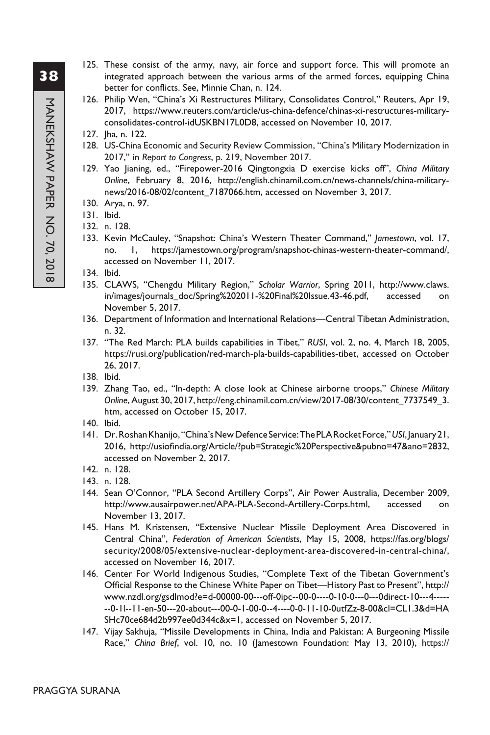125. These consist of the army, navy, air force and support force. This will promote an integrated approach between the various arms of the armed forces, equipping China better for conflicts. See, Minnie Chan, n. 124.
126. Philip Wen, "China's Xi Restructures Military, Consolidates Control," Reuters, Apr 19, 2017, https://www.reuters.com/article/us-china-defence/chinas-xi-restructures-military-consolidates-control-idUSKBN17L0D8, accessed on November 10, 2017.
127. Jha, n. 122.
128. US-China Economic and Security Review Commission, "China's Military Modernization in 2017," in *Report to Congress*, p. 219, November 2017.
129. Yao Jianing, ed., "Firepower-2016 Qingtongxia D exercise kicks off", *China Military Online*, February 8, 2016, http://english.chinamil.com.cn/news-channels/china-military-news/2016-08/02/content_7187066.htm, accessed on November 3, 2017.
130. Arya, n. 97.
131. Ibid.
132. n. 128.
133. Kevin McCauley, "Snapshot: China's Western Theater Command," *Jamestown*, vol. 17, no. 1, https://jamestown.org/program/snapshot-chinas-western-theater-command/, accessed on November 11, 2017.
134. Ibid.
135. CLAWS, "Chengdu Military Region," *Scholar Warrior*, Spring 2011, http://www.claws.in/images/journals_doc/Spring%202011-%20Final%20Issue.43-46.pdf, accessed on November 5, 2017.
136. Department of Information and International Relations—Central Tibetan Administration, n. 32.
137. "The Red March: PLA builds capabilities in Tibet," *RUSI*, vol. 2, no. 4, March 18, 2005, https://rusi.org/publication/red-march-pla-builds-capabilities-tibet, accessed on October 26, 2017.
138. Ibid.
139. Zhang Tao, ed., "In-depth: A close look at Chinese airborne troops," *Chinese Military Online*, August 30, 2017, http://eng.chinamil.com.cn/view/2017-08/30/content_7737549_3.htm, accessed on October 15, 2017.
140. Ibid.
141. Dr. Roshan Khanijo, "China's New Defence Service: The PLA Rocket Force," *USI*, January 21, 2016, http://usiofindia.org/Article/?pub=Strategic%20Perspective&pubno=47&ano=2832, accessed on November 2, 2017.
142. n. 128.
143. n. 128.
144. Sean O'Connor, "PLA Second Artillery Corps", Air Power Australia, December 2009, http://www.ausairpower.net/APA-PLA-Second-Artillery-Corps.html, accessed on November 13, 2017.
145. Hans M. Kristensen, "Extensive Nuclear Missile Deployment Area Discovered in Central China", *Federation of American Scientists*, May 15, 2008, https://fas.org/blogs/security/2008/05/extensive-nuclear-deployment-area-discovered-in-central-china/, accessed on November 16, 2017.
146. Center For World Indigenous Studies, "Complete Text of the Tibetan Government's Official Response to the Chinese White Paper on Tibet—History Past to Present", http://www.nzdl.org/gsdlmod?e=d-00000-00---off-0ipc--00-0----0-10-0---0---0direct-10---4-------0-1l--11-en-50---20-about---00-0-1-00-0--4----0-0-11-10-0utfZz-8-00&cl=CL1.3&d=HASHc70ce684d2b997ee0d344c&x=1, accessed on November 5, 2017.
147. Vijay Sakhuja, "Missile Developments in China, India and Pakistan: A Burgeoning Missile Race," *China Brief*, vol. 10, no. 10 (Jamestown Foundation: May 13, 2010), https://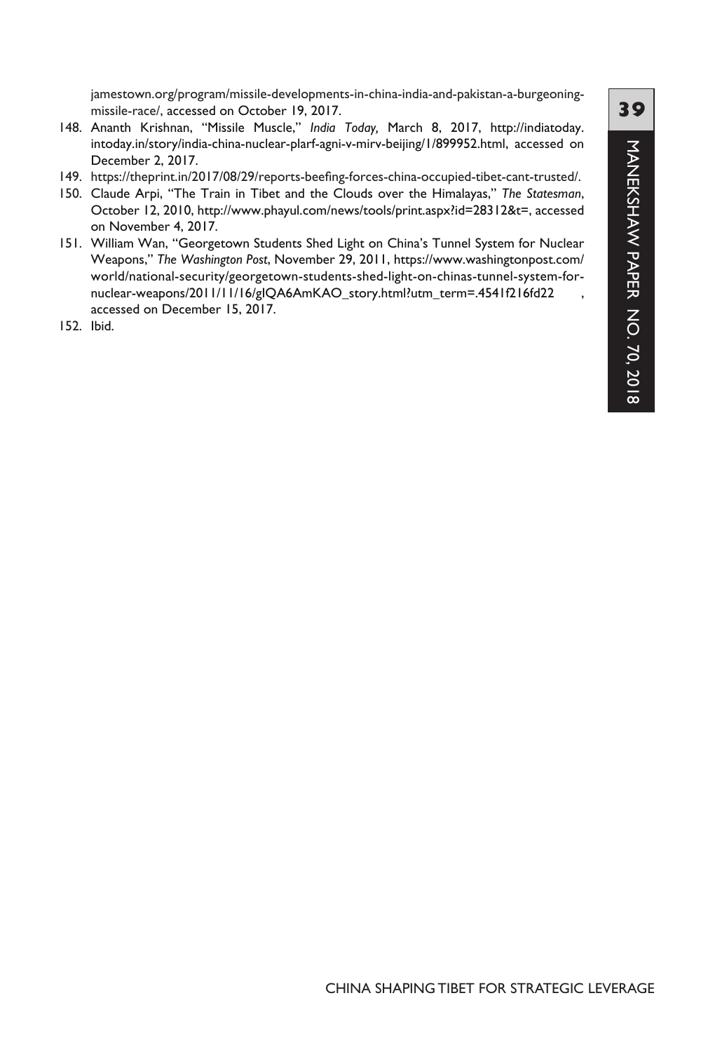jamestown.org/program/missile-developments-in-china-india-and-pakistan-a-burgeoning-missile-race/, accessed on October 19, 2017.

148. Ananth Krishnan, "Missile Muscle," *India Today,* March 8, 2017, http://indiatoday.intoday.in/story/india-china-nuclear-plarf-agni-v-mirv-beijing/1/899952.html, accessed on December 2, 2017.
149. https://theprint.in/2017/08/29/reports-beefing-forces-china-occupied-tibet-cant-trusted/.
150. Claude Arpi, "The Train in Tibet and the Clouds over the Himalayas," *The Statesman*, October 12, 2010, http://www.phayul.com/news/tools/print.aspx?id=28312&t=, accessed on November 4, 2017.
151. William Wan, "Georgetown Students Shed Light on China's Tunnel System for Nuclear Weapons," *The Washington Post*, November 29, 2011, https://www.washingtonpost.com/world/national-security/georgetown-students-shed-light-on-chinas-tunnel-system-for-nuclear-weapons/2011/11/16/gIQA6AmKAO_story.html?utm_term=.4541f216fd22 , accessed on December 15, 2017.
152. Ibid.